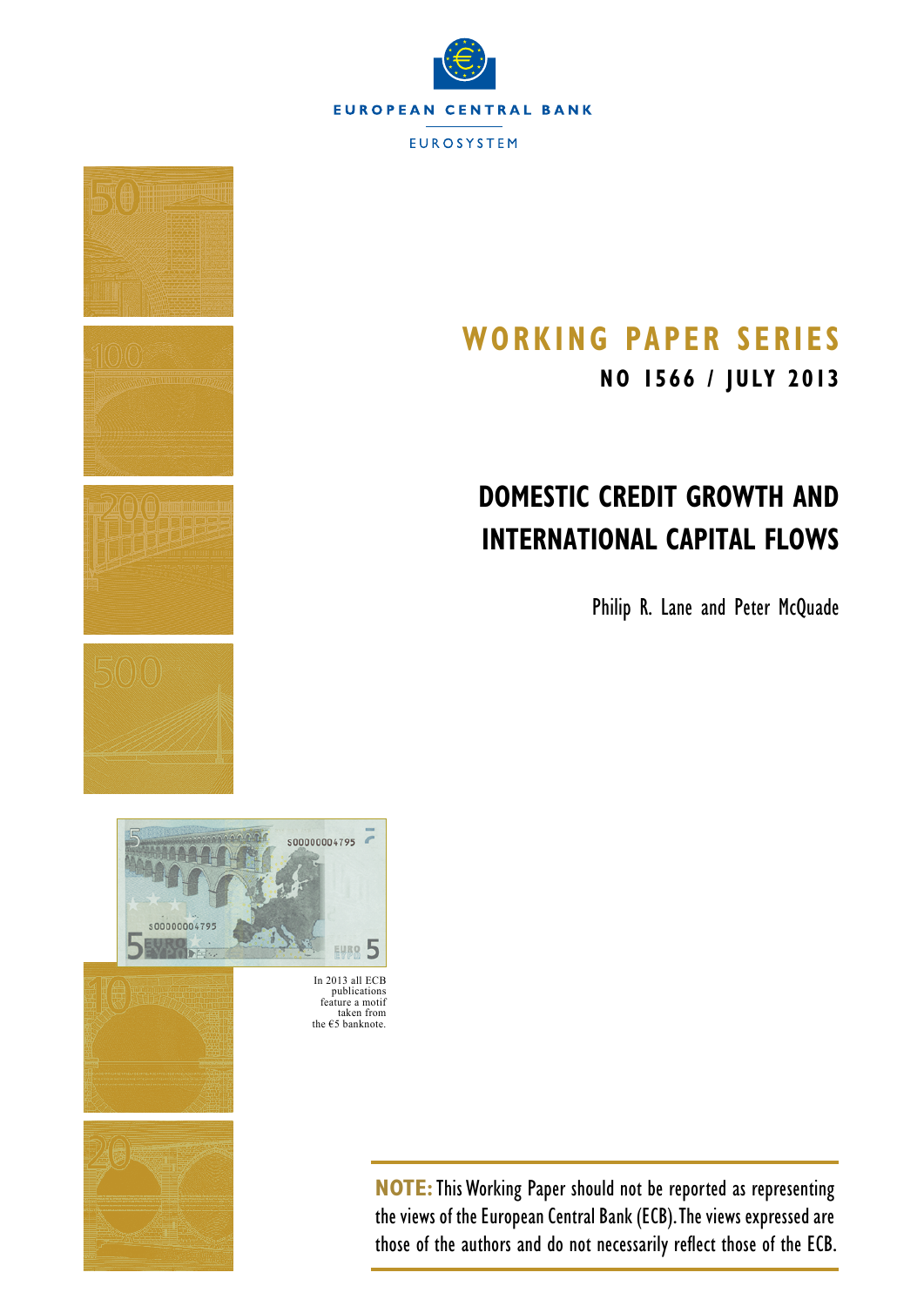EUROPEAN CENTRAL BANK

EUROSYSTEM

# WORKING PAPER SERIES

**NO 1566 / JULY 2013**

# DOMESTIC CREDIT GROWTH AND INTERNATIONAL CAPITAL FLOWS

Philip R. Lane and Peter McQuade

In 2013 all ECB publications feature a motif taken from the €5 banknote.

**NOTE:** This Working Paper should not be reported as representing the views of the European Central Bank (ECB). The views expressed are those of the authors and do not necessarily reflect those of the ECB.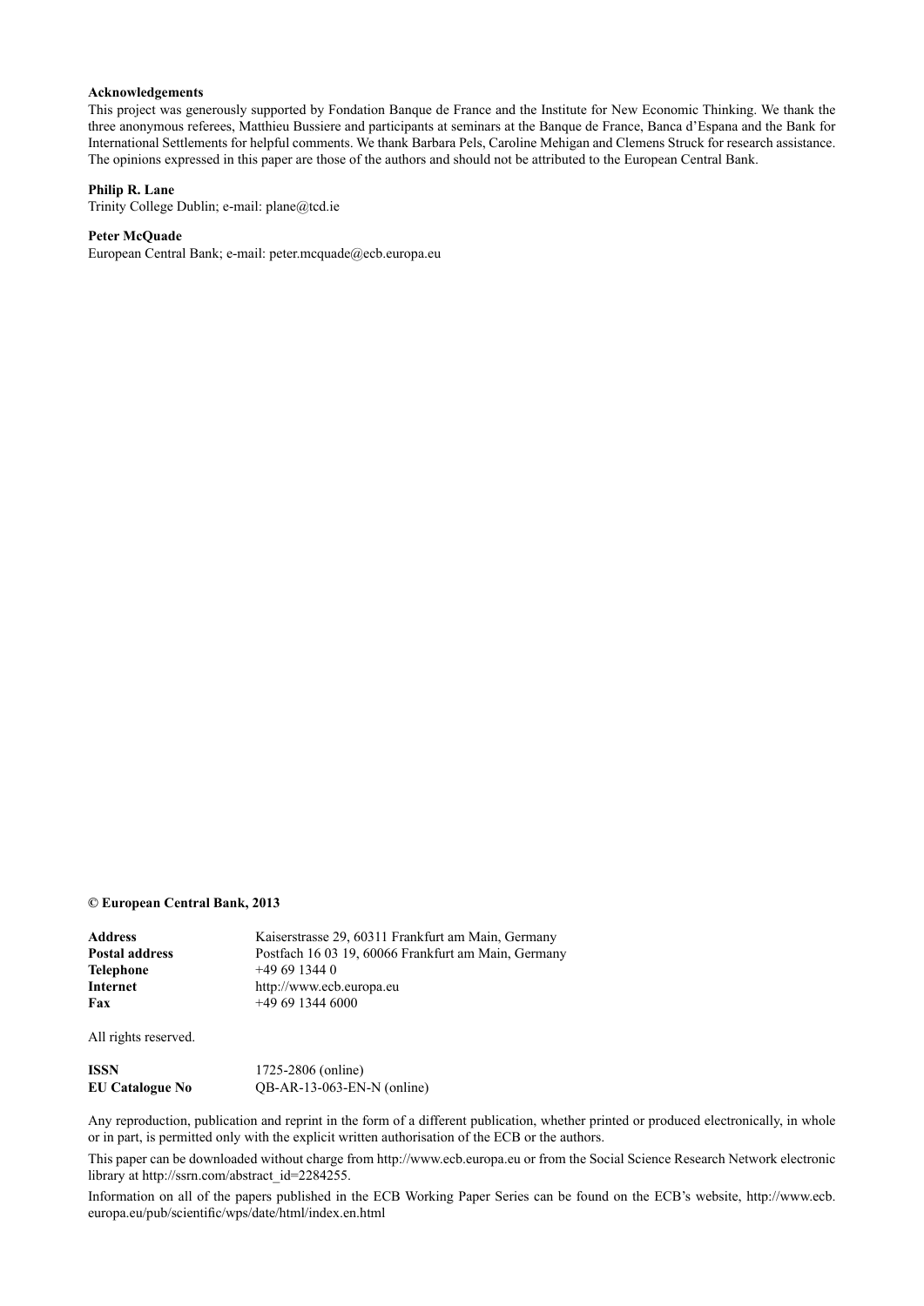**Acknowledgements**

This project was generously supported by Fondation Banque de France and the Institute for New Economic Thinking. We thank the three anonymous referees, Matthieu Bussiere and participants at seminars at the Banque de France, Banca d'Espana and the Bank for International Settlements for helpful comments. We thank Barbara Pels, Caroline Mehigan and Clemens Struck for research assistance. The opinions expressed in this paper are those of the authors and should not be attributed to the European Central Bank.

**Philip R. Lane**

Trinity College Dublin; e-mail: plane@tcd.ie

**Peter McQuade**

European Central Bank; e-mail: peter.mcquade@ecb.europa.eu

**© European Central Bank, 2013**

| | |
|---|---|
| **Address** | Kaiserstrasse 29, 60311 Frankfurt am Main, Germany |
| **Postal address** | Postfach 16 03 19, 60066 Frankfurt am Main, Germany |
| **Telephone** | +49 69 1344 0 |
| **Internet** | http://www.ecb.europa.eu |
| **Fax** | +49 69 1344 6000 |

All rights reserved.

| | |
|---|---|
| **ISSN** | 1725-2806 (online) |
| **EU Catalogue No** | QB-AR-13-063-EN-N (online) |

Any reproduction, publication and reprint in the form of a different publication, whether printed or produced electronically, in whole or in part, is permitted only with the explicit written authorisation of the ECB or the authors.

This paper can be downloaded without charge from http://www.ecb.europa.eu or from the Social Science Research Network electronic library at http://ssrn.com/abstract_id=2284255.

Information on all of the papers published in the ECB Working Paper Series can be found on the ECB's website, http://www.ecb.europa.eu/pub/scientific/wps/date/html/index.en.html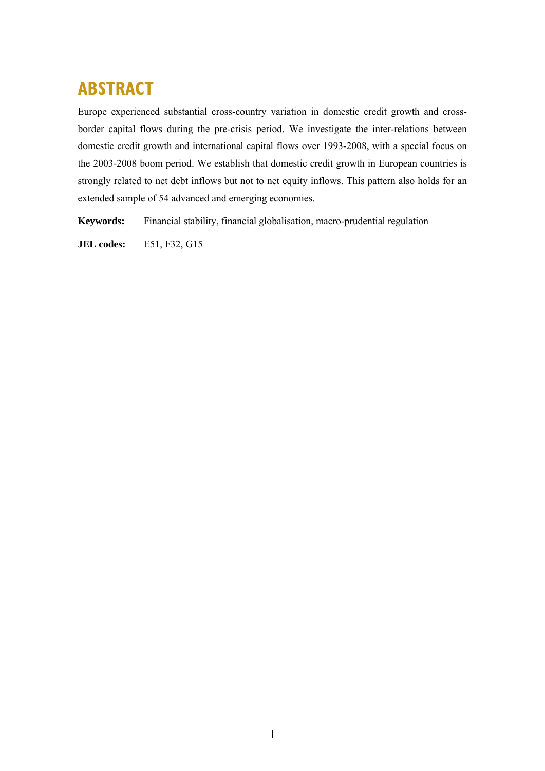# ABSTRACT

Europe experienced substantial cross-country variation in domestic credit growth and cross-border capital flows during the pre-crisis period. We investigate the inter-relations between domestic credit growth and international capital flows over 1993-2008, with a special focus on the 2003-2008 boom period. We establish that domestic credit growth in European countries is strongly related to net debt inflows but not to net equity inflows. This pattern also holds for an extended sample of 54 advanced and emerging economies.

**Keywords:** Financial stability, financial globalisation, macro-prudential regulation

**JEL codes:** E51, F32, G15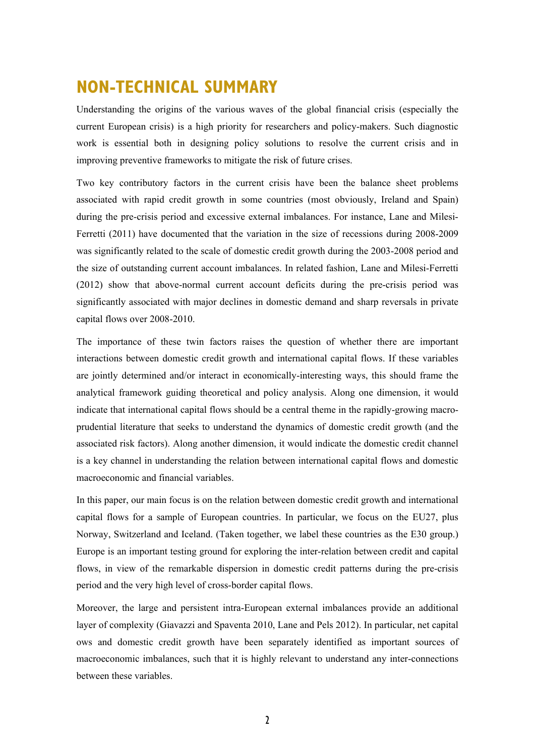# NON-TECHNICAL SUMMARY

Understanding the origins of the various waves of the global financial crisis (especially the current European crisis) is a high priority for researchers and policy-makers. Such diagnostic work is essential both in designing policy solutions to resolve the current crisis and in improving preventive frameworks to mitigate the risk of future crises.

Two key contributory factors in the current crisis have been the balance sheet problems associated with rapid credit growth in some countries (most obviously, Ireland and Spain) during the pre-crisis period and excessive external imbalances. For instance, Lane and Milesi-Ferretti (2011) have documented that the variation in the size of recessions during 2008-2009 was significantly related to the scale of domestic credit growth during the 2003-2008 period and the size of outstanding current account imbalances. In related fashion, Lane and Milesi-Ferretti (2012) show that above-normal current account deficits during the pre-crisis period was significantly associated with major declines in domestic demand and sharp reversals in private capital flows over 2008-2010.

The importance of these twin factors raises the question of whether there are important interactions between domestic credit growth and international capital flows. If these variables are jointly determined and/or interact in economically-interesting ways, this should frame the analytical framework guiding theoretical and policy analysis. Along one dimension, it would indicate that international capital flows should be a central theme in the rapidly-growing macro-prudential literature that seeks to understand the dynamics of domestic credit growth (and the associated risk factors). Along another dimension, it would indicate the domestic credit channel is a key channel in understanding the relation between international capital flows and domestic macroeconomic and financial variables.

In this paper, our main focus is on the relation between domestic credit growth and international capital flows for a sample of European countries. In particular, we focus on the EU27, plus Norway, Switzerland and Iceland. (Taken together, we label these countries as the E30 group.) Europe is an important testing ground for exploring the inter-relation between credit and capital flows, in view of the remarkable dispersion in domestic credit patterns during the pre-crisis period and the very high level of cross-border capital flows.

Moreover, the large and persistent intra-European external imbalances provide an additional layer of complexity (Giavazzi and Spaventa 2010, Lane and Pels 2012). In particular, net capital ows and domestic credit growth have been separately identified as important sources of macroeconomic imbalances, such that it is highly relevant to understand any inter-connections between these variables.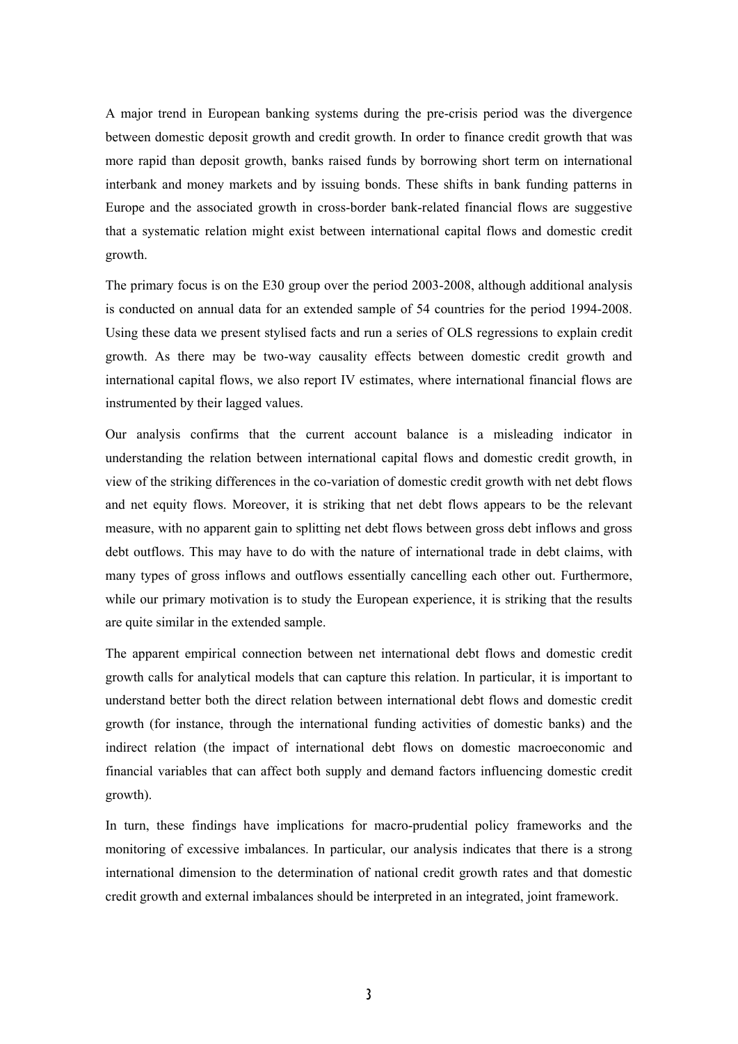A major trend in European banking systems during the pre-crisis period was the divergence between domestic deposit growth and credit growth. In order to finance credit growth that was more rapid than deposit growth, banks raised funds by borrowing short term on international interbank and money markets and by issuing bonds. These shifts in bank funding patterns in Europe and the associated growth in cross-border bank-related financial flows are suggestive that a systematic relation might exist between international capital flows and domestic credit growth.

The primary focus is on the E30 group over the period 2003-2008, although additional analysis is conducted on annual data for an extended sample of 54 countries for the period 1994-2008. Using these data we present stylised facts and run a series of OLS regressions to explain credit growth. As there may be two-way causality effects between domestic credit growth and international capital flows, we also report IV estimates, where international financial flows are instrumented by their lagged values.

Our analysis confirms that the current account balance is a misleading indicator in understanding the relation between international capital flows and domestic credit growth, in view of the striking differences in the co-variation of domestic credit growth with net debt flows and net equity flows. Moreover, it is striking that net debt flows appears to be the relevant measure, with no apparent gain to splitting net debt flows between gross debt inflows and gross debt outflows. This may have to do with the nature of international trade in debt claims, with many types of gross inflows and outflows essentially cancelling each other out. Furthermore, while our primary motivation is to study the European experience, it is striking that the results are quite similar in the extended sample.

The apparent empirical connection between net international debt flows and domestic credit growth calls for analytical models that can capture this relation. In particular, it is important to understand better both the direct relation between international debt flows and domestic credit growth (for instance, through the international funding activities of domestic banks) and the indirect relation (the impact of international debt flows on domestic macroeconomic and financial variables that can affect both supply and demand factors influencing domestic credit growth).

In turn, these findings have implications for macro-prudential policy frameworks and the monitoring of excessive imbalances. In particular, our analysis indicates that there is a strong international dimension to the determination of national credit growth rates and that domestic credit growth and external imbalances should be interpreted in an integrated, joint framework.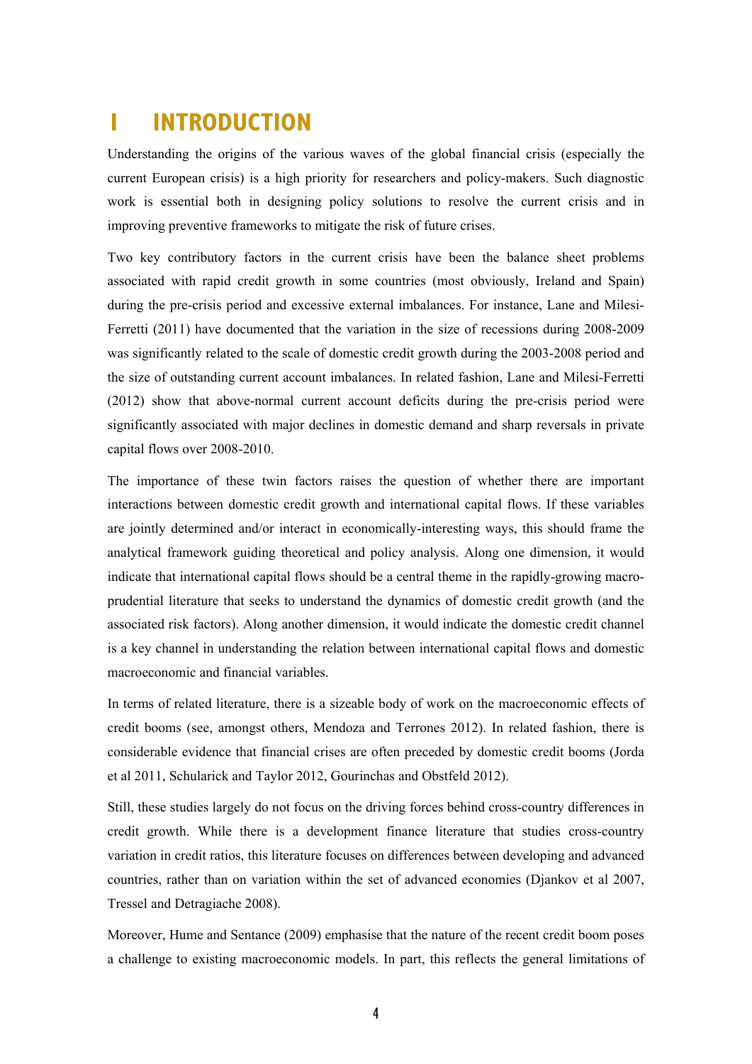# I INTRODUCTION

Understanding the origins of the various waves of the global financial crisis (especially the current European crisis) is a high priority for researchers and policy-makers. Such diagnostic work is essential both in designing policy solutions to resolve the current crisis and in improving preventive frameworks to mitigate the risk of future crises.

Two key contributory factors in the current crisis have been the balance sheet problems associated with rapid credit growth in some countries (most obviously, Ireland and Spain) during the pre-crisis period and excessive external imbalances. For instance, Lane and Milesi-Ferretti (2011) have documented that the variation in the size of recessions during 2008-2009 was significantly related to the scale of domestic credit growth during the 2003-2008 period and the size of outstanding current account imbalances. In related fashion, Lane and Milesi-Ferretti (2012) show that above-normal current account deficits during the pre-crisis period were significantly associated with major declines in domestic demand and sharp reversals in private capital flows over 2008-2010.

The importance of these twin factors raises the question of whether there are important interactions between domestic credit growth and international capital flows. If these variables are jointly determined and/or interact in economically-interesting ways, this should frame the analytical framework guiding theoretical and policy analysis. Along one dimension, it would indicate that international capital flows should be a central theme in the rapidly-growing macro-prudential literature that seeks to understand the dynamics of domestic credit growth (and the associated risk factors). Along another dimension, it would indicate the domestic credit channel is a key channel in understanding the relation between international capital flows and domestic macroeconomic and financial variables.

In terms of related literature, there is a sizeable body of work on the macroeconomic effects of credit booms (see, amongst others, Mendoza and Terrones 2012). In related fashion, there is considerable evidence that financial crises are often preceded by domestic credit booms (Jorda et al 2011, Schularick and Taylor 2012, Gourinchas and Obstfeld 2012).

Still, these studies largely do not focus on the driving forces behind cross-country differences in credit growth. While there is a development finance literature that studies cross-country variation in credit ratios, this literature focuses on differences between developing and advanced countries, rather than on variation within the set of advanced economies (Djankov et al 2007, Tressel and Detragiache 2008).

Moreover, Hume and Sentance (2009) emphasise that the nature of the recent credit boom poses a challenge to existing macroeconomic models. In part, this reflects the general limitations of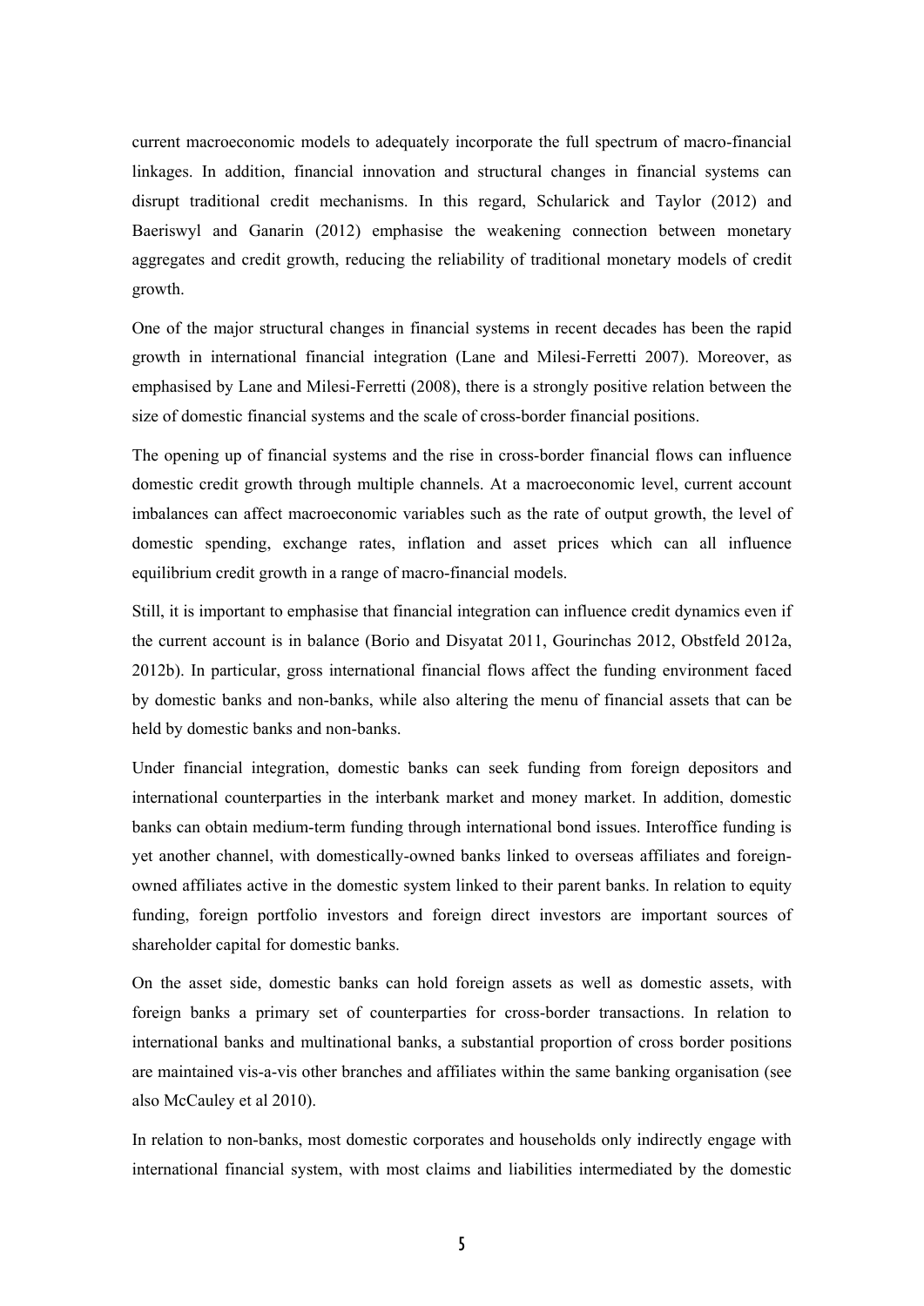current macroeconomic models to adequately incorporate the full spectrum of macro-financial linkages. In addition, financial innovation and structural changes in financial systems can disrupt traditional credit mechanisms. In this regard, Schularick and Taylor (2012) and Baeriswyl and Ganarin (2012) emphasise the weakening connection between monetary aggregates and credit growth, reducing the reliability of traditional monetary models of credit growth.

One of the major structural changes in financial systems in recent decades has been the rapid growth in international financial integration (Lane and Milesi-Ferretti 2007). Moreover, as emphasised by Lane and Milesi-Ferretti (2008), there is a strongly positive relation between the size of domestic financial systems and the scale of cross-border financial positions.

The opening up of financial systems and the rise in cross-border financial flows can influence domestic credit growth through multiple channels. At a macroeconomic level, current account imbalances can affect macroeconomic variables such as the rate of output growth, the level of domestic spending, exchange rates, inflation and asset prices which can all influence equilibrium credit growth in a range of macro-financial models.

Still, it is important to emphasise that financial integration can influence credit dynamics even if the current account is in balance (Borio and Disyatat 2011, Gourinchas 2012, Obstfeld 2012a, 2012b). In particular, gross international financial flows affect the funding environment faced by domestic banks and non-banks, while also altering the menu of financial assets that can be held by domestic banks and non-banks.

Under financial integration, domestic banks can seek funding from foreign depositors and international counterparties in the interbank market and money market. In addition, domestic banks can obtain medium-term funding through international bond issues. Interoffice funding is yet another channel, with domestically-owned banks linked to overseas affiliates and foreign-owned affiliates active in the domestic system linked to their parent banks. In relation to equity funding, foreign portfolio investors and foreign direct investors are important sources of shareholder capital for domestic banks.

On the asset side, domestic banks can hold foreign assets as well as domestic assets, with foreign banks a primary set of counterparties for cross-border transactions. In relation to international banks and multinational banks, a substantial proportion of cross border positions are maintained vis-a-vis other branches and affiliates within the same banking organisation (see also McCauley et al 2010).

In relation to non-banks, most domestic corporates and households only indirectly engage with international financial system, with most claims and liabilities intermediated by the domestic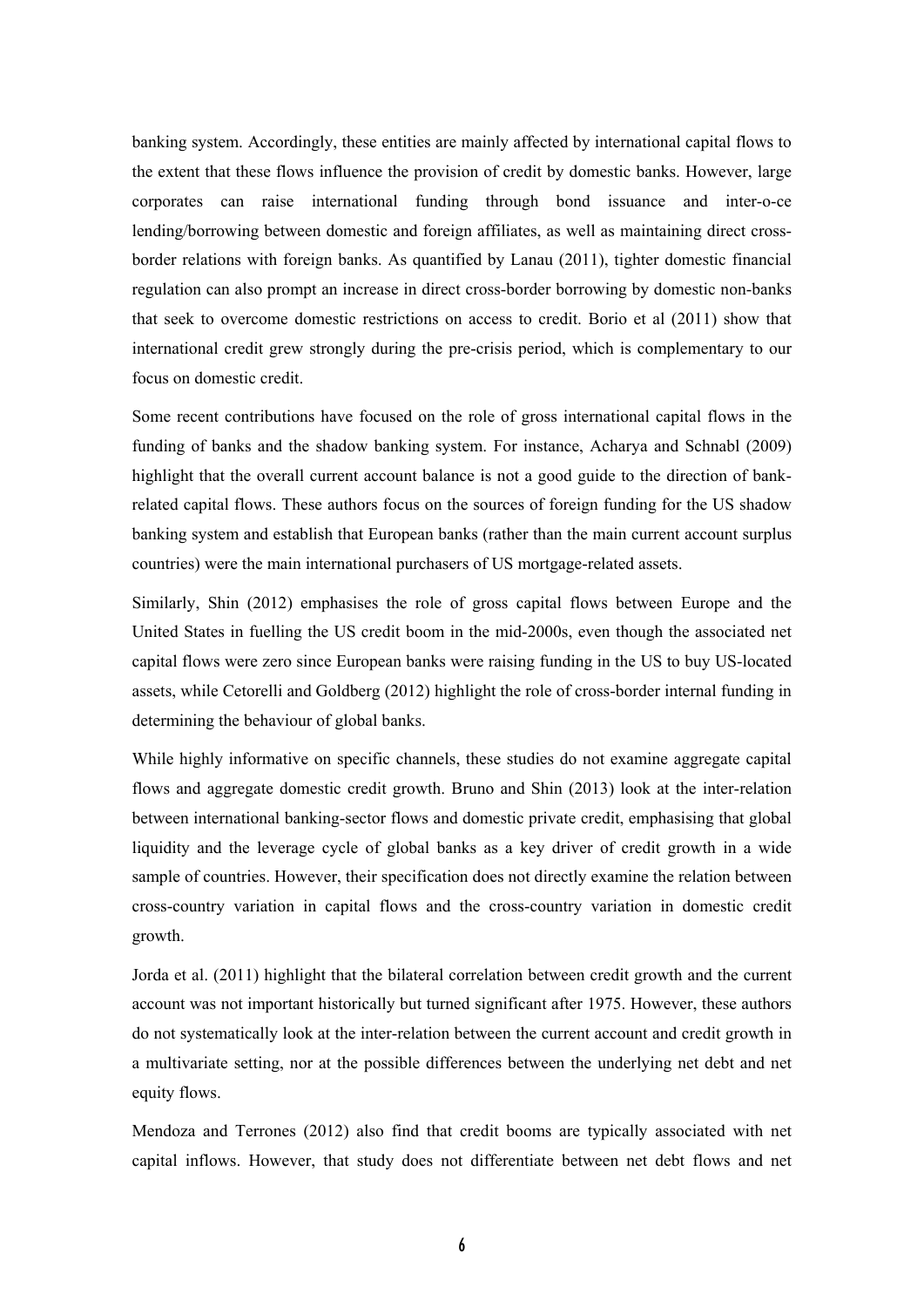banking system. Accordingly, these entities are mainly affected by international capital flows to the extent that these flows influence the provision of credit by domestic banks. However, large corporates can raise international funding through bond issuance and inter-o-ce lending/borrowing between domestic and foreign affiliates, as well as maintaining direct cross-border relations with foreign banks. As quantified by Lanau (2011), tighter domestic financial regulation can also prompt an increase in direct cross-border borrowing by domestic non-banks that seek to overcome domestic restrictions on access to credit. Borio et al (2011) show that international credit grew strongly during the pre-crisis period, which is complementary to our focus on domestic credit.

Some recent contributions have focused on the role of gross international capital flows in the funding of banks and the shadow banking system. For instance, Acharya and Schnabl (2009) highlight that the overall current account balance is not a good guide to the direction of bank-related capital flows. These authors focus on the sources of foreign funding for the US shadow banking system and establish that European banks (rather than the main current account surplus countries) were the main international purchasers of US mortgage-related assets.

Similarly, Shin (2012) emphasises the role of gross capital flows between Europe and the United States in fuelling the US credit boom in the mid-2000s, even though the associated net capital flows were zero since European banks were raising funding in the US to buy US-located assets, while Cetorelli and Goldberg (2012) highlight the role of cross-border internal funding in determining the behaviour of global banks.

While highly informative on specific channels, these studies do not examine aggregate capital flows and aggregate domestic credit growth. Bruno and Shin (2013) look at the inter-relation between international banking-sector flows and domestic private credit, emphasising that global liquidity and the leverage cycle of global banks as a key driver of credit growth in a wide sample of countries. However, their specification does not directly examine the relation between cross-country variation in capital flows and the cross-country variation in domestic credit growth.

Jorda et al. (2011) highlight that the bilateral correlation between credit growth and the current account was not important historically but turned significant after 1975. However, these authors do not systematically look at the inter-relation between the current account and credit growth in a multivariate setting, nor at the possible differences between the underlying net debt and net equity flows.

Mendoza and Terrones (2012) also find that credit booms are typically associated with net capital inflows. However, that study does not differentiate between net debt flows and net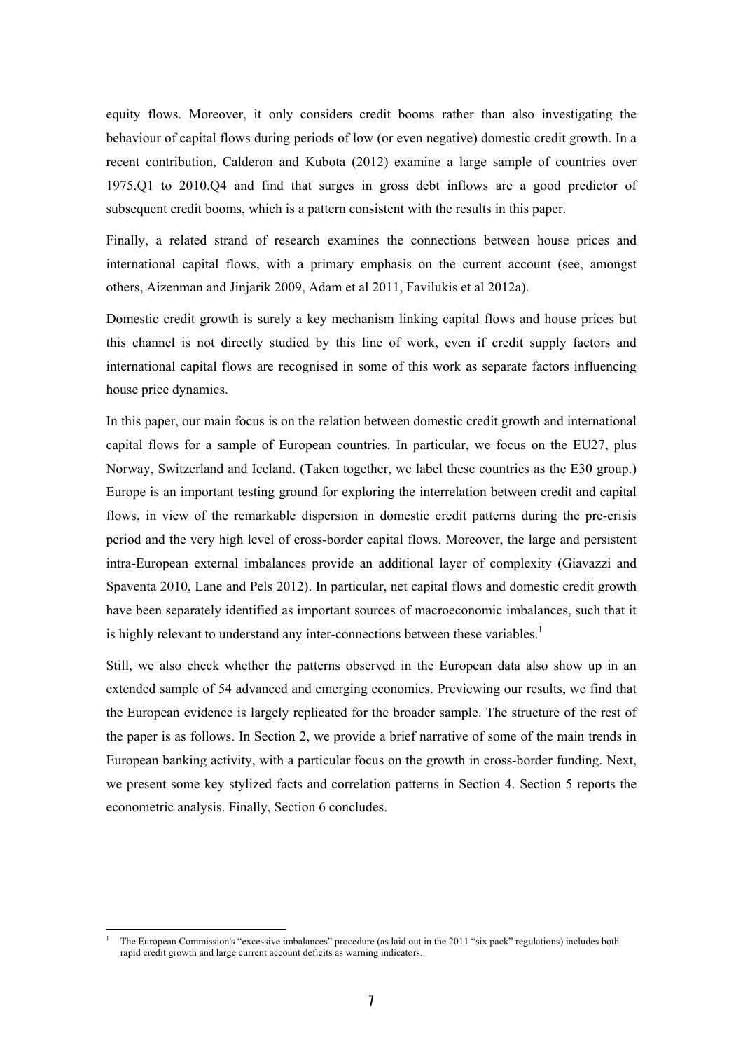equity flows. Moreover, it only considers credit booms rather than also investigating the behaviour of capital flows during periods of low (or even negative) domestic credit growth. In a recent contribution, Calderon and Kubota (2012) examine a large sample of countries over 1975.Q1 to 2010.Q4 and find that surges in gross debt inflows are a good predictor of subsequent credit booms, which is a pattern consistent with the results in this paper.

Finally, a related strand of research examines the connections between house prices and international capital flows, with a primary emphasis on the current account (see, amongst others, Aizenman and Jinjarik 2009, Adam et al 2011, Favilukis et al 2012a).

Domestic credit growth is surely a key mechanism linking capital flows and house prices but this channel is not directly studied by this line of work, even if credit supply factors and international capital flows are recognised in some of this work as separate factors influencing house price dynamics.

In this paper, our main focus is on the relation between domestic credit growth and international capital flows for a sample of European countries. In particular, we focus on the EU27, plus Norway, Switzerland and Iceland. (Taken together, we label these countries as the E30 group.) Europe is an important testing ground for exploring the interrelation between credit and capital flows, in view of the remarkable dispersion in domestic credit patterns during the pre-crisis period and the very high level of cross-border capital flows. Moreover, the large and persistent intra-European external imbalances provide an additional layer of complexity (Giavazzi and Spaventa 2010, Lane and Pels 2012). In particular, net capital flows and domestic credit growth have been separately identified as important sources of macroeconomic imbalances, such that it is highly relevant to understand any inter-connections between these variables.[1]

Still, we also check whether the patterns observed in the European data also show up in an extended sample of 54 advanced and emerging economies. Previewing our results, we find that the European evidence is largely replicated for the broader sample. The structure of the rest of the paper is as follows. In Section 2, we provide a brief narrative of some of the main trends in European banking activity, with a particular focus on the growth in cross-border funding. Next, we present some key stylized facts and correlation patterns in Section 4. Section 5 reports the econometric analysis. Finally, Section 6 concludes.

[1] The European Commission's "excessive imbalances" procedure (as laid out in the 2011 "six pack" regulations) includes both rapid credit growth and large current account deficits as warning indicators.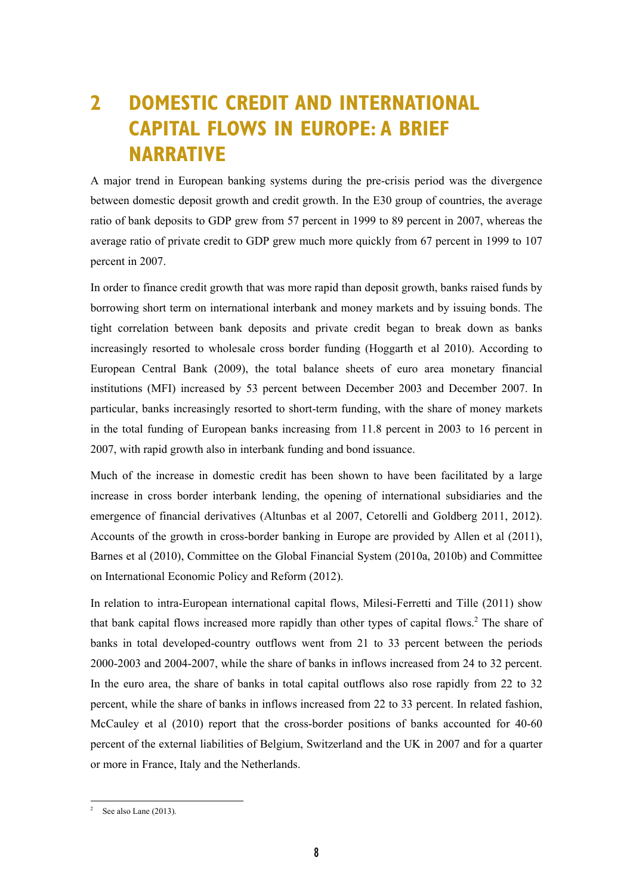# 2 DOMESTIC CREDIT AND INTERNATIONAL CAPITAL FLOWS IN EUROPE: A BRIEF NARRATIVE

A major trend in European banking systems during the pre-crisis period was the divergence between domestic deposit growth and credit growth. In the E30 group of countries, the average ratio of bank deposits to GDP grew from 57 percent in 1999 to 89 percent in 2007, whereas the average ratio of private credit to GDP grew much more quickly from 67 percent in 1999 to 107 percent in 2007.

In order to finance credit growth that was more rapid than deposit growth, banks raised funds by borrowing short term on international interbank and money markets and by issuing bonds. The tight correlation between bank deposits and private credit began to break down as banks increasingly resorted to wholesale cross border funding (Hoggarth et al 2010). According to European Central Bank (2009), the total balance sheets of euro area monetary financial institutions (MFI) increased by 53 percent between December 2003 and December 2007. In particular, banks increasingly resorted to short-term funding, with the share of money markets in the total funding of European banks increasing from 11.8 percent in 2003 to 16 percent in 2007, with rapid growth also in interbank funding and bond issuance.

Much of the increase in domestic credit has been shown to have been facilitated by a large increase in cross border interbank lending, the opening of international subsidiaries and the emergence of financial derivatives (Altunbas et al 2007, Cetorelli and Goldberg 2011, 2012). Accounts of the growth in cross-border banking in Europe are provided by Allen et al (2011), Barnes et al (2010), Committee on the Global Financial System (2010a, 2010b) and Committee on International Economic Policy and Reform (2012).

In relation to intra-European international capital flows, Milesi-Ferretti and Tille (2011) show that bank capital flows increased more rapidly than other types of capital flows.[2] The share of banks in total developed-country outflows went from 21 to 33 percent between the periods 2000-2003 and 2004-2007, while the share of banks in inflows increased from 24 to 32 percent. In the euro area, the share of banks in total capital outflows also rose rapidly from 22 to 32 percent, while the share of banks in inflows increased from 22 to 33 percent. In related fashion, McCauley et al (2010) report that the cross-border positions of banks accounted for 40-60 percent of the external liabilities of Belgium, Switzerland and the UK in 2007 and for a quarter or more in France, Italy and the Netherlands.

[2] See also Lane (2013).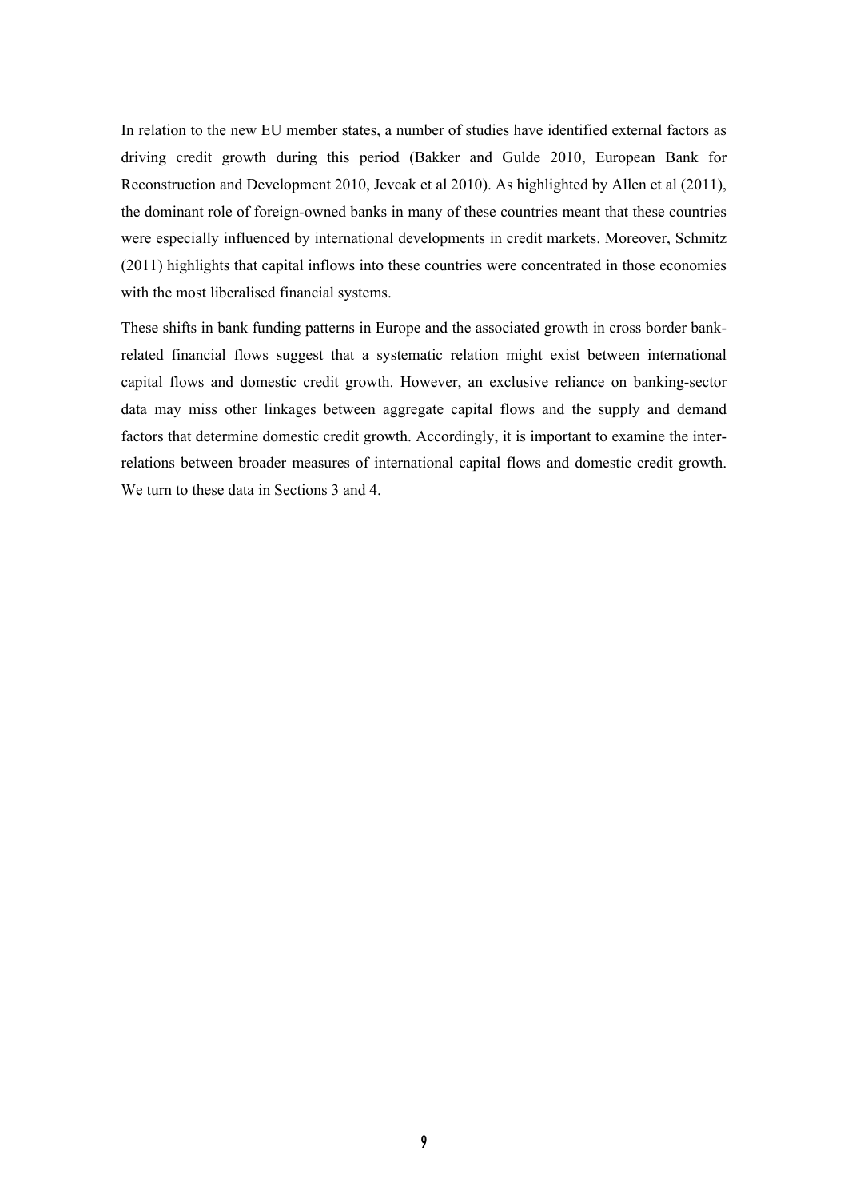In relation to the new EU member states, a number of studies have identified external factors as driving credit growth during this period (Bakker and Gulde 2010, European Bank for Reconstruction and Development 2010, Jevcak et al 2010). As highlighted by Allen et al (2011), the dominant role of foreign-owned banks in many of these countries meant that these countries were especially influenced by international developments in credit markets. Moreover, Schmitz (2011) highlights that capital inflows into these countries were concentrated in those economies with the most liberalised financial systems.

These shifts in bank funding patterns in Europe and the associated growth in cross border bank-related financial flows suggest that a systematic relation might exist between international capital flows and domestic credit growth. However, an exclusive reliance on banking-sector data may miss other linkages between aggregate capital flows and the supply and demand factors that determine domestic credit growth. Accordingly, it is important to examine the inter-relations between broader measures of international capital flows and domestic credit growth. We turn to these data in Sections 3 and 4.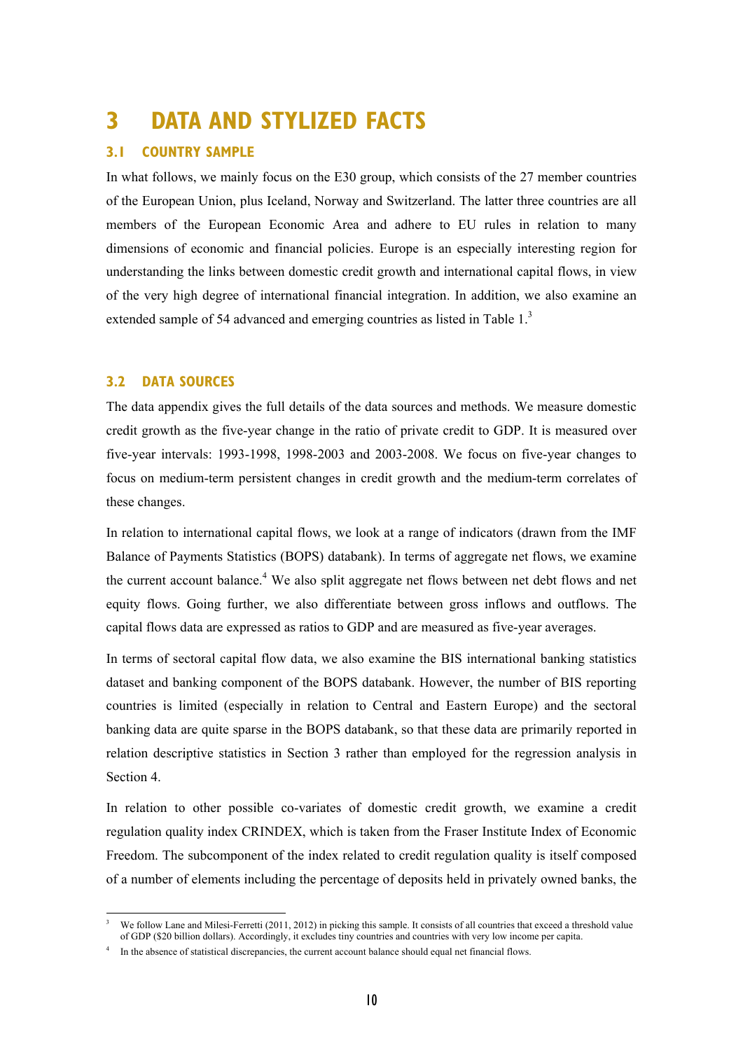# 3 DATA AND STYLIZED FACTS

## 3.1 COUNTRY SAMPLE

In what follows, we mainly focus on the E30 group, which consists of the 27 member countries of the European Union, plus Iceland, Norway and Switzerland. The latter three countries are all members of the European Economic Area and adhere to EU rules in relation to many dimensions of economic and financial policies. Europe is an especially interesting region for understanding the links between domestic credit growth and international capital flows, in view of the very high degree of international financial integration. In addition, we also examine an extended sample of 54 advanced and emerging countries as listed in Table 1.[3]

## 3.2 DATA SOURCES

The data appendix gives the full details of the data sources and methods. We measure domestic credit growth as the five-year change in the ratio of private credit to GDP. It is measured over five-year intervals: 1993-1998, 1998-2003 and 2003-2008. We focus on five-year changes to focus on medium-term persistent changes in credit growth and the medium-term correlates of these changes.

In relation to international capital flows, we look at a range of indicators (drawn from the IMF Balance of Payments Statistics (BOPS) databank). In terms of aggregate net flows, we examine the current account balance.[4] We also split aggregate net flows between net debt flows and net equity flows. Going further, we also differentiate between gross inflows and outflows. The capital flows data are expressed as ratios to GDP and are measured as five-year averages.

In terms of sectoral capital flow data, we also examine the BIS international banking statistics dataset and banking component of the BOPS databank. However, the number of BIS reporting countries is limited (especially in relation to Central and Eastern Europe) and the sectoral banking data are quite sparse in the BOPS databank, so that these data are primarily reported in relation descriptive statistics in Section 3 rather than employed for the regression analysis in Section 4.

In relation to other possible co-variates of domestic credit growth, we examine a credit regulation quality index CRINDEX, which is taken from the Fraser Institute Index of Economic Freedom. The subcomponent of the index related to credit regulation quality is itself composed of a number of elements including the percentage of deposits held in privately owned banks, the

---

[3] We follow Lane and Milesi-Ferretti (2011, 2012) in picking this sample. It consists of all countries that exceed a threshold value of GDP ($20 billion dollars). Accordingly, it excludes tiny countries and countries with very low income per capita.

[4] In the absence of statistical discrepancies, the current account balance should equal net financial flows.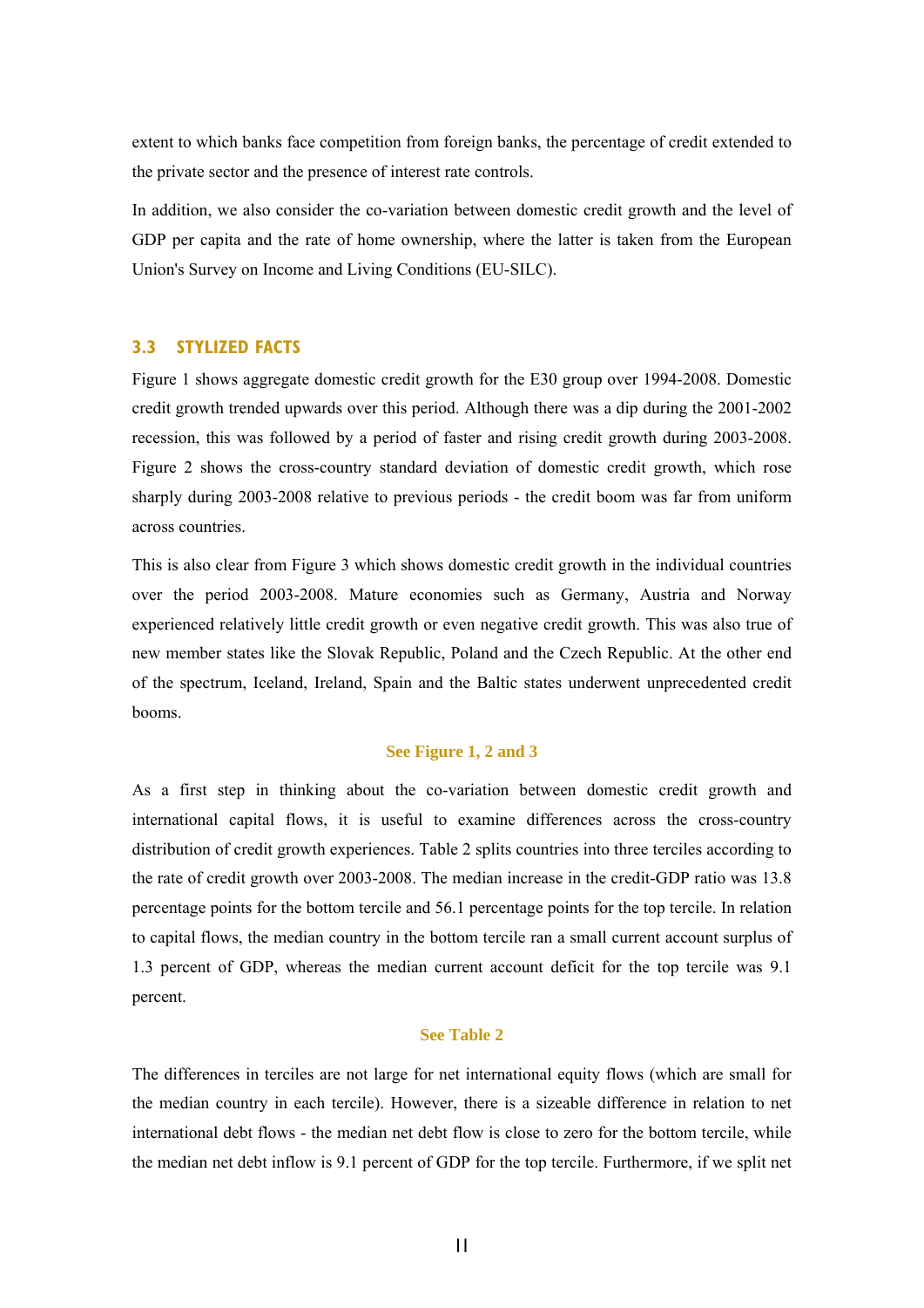extent to which banks face competition from foreign banks, the percentage of credit extended to the private sector and the presence of interest rate controls.

In addition, we also consider the co-variation between domestic credit growth and the level of GDP per capita and the rate of home ownership, where the latter is taken from the European Union's Survey on Income and Living Conditions (EU-SILC).

### 3.3 STYLIZED FACTS

Figure 1 shows aggregate domestic credit growth for the E30 group over 1994-2008. Domestic credit growth trended upwards over this period. Although there was a dip during the 2001-2002 recession, this was followed by a period of faster and rising credit growth during 2003-2008. Figure 2 shows the cross-country standard deviation of domestic credit growth, which rose sharply during 2003-2008 relative to previous periods - the credit boom was far from uniform across countries.

This is also clear from Figure 3 which shows domestic credit growth in the individual countries over the period 2003-2008. Mature economies such as Germany, Austria and Norway experienced relatively little credit growth or even negative credit growth. This was also true of new member states like the Slovak Republic, Poland and the Czech Republic. At the other end of the spectrum, Iceland, Ireland, Spain and the Baltic states underwent unprecedented credit booms.

**See Figure 1, 2 and 3**

As a first step in thinking about the co-variation between domestic credit growth and international capital flows, it is useful to examine differences across the cross-country distribution of credit growth experiences. Table 2 splits countries into three terciles according to the rate of credit growth over 2003-2008. The median increase in the credit-GDP ratio was 13.8 percentage points for the bottom tercile and 56.1 percentage points for the top tercile. In relation to capital flows, the median country in the bottom tercile ran a small current account surplus of 1.3 percent of GDP, whereas the median current account deficit for the top tercile was 9.1 percent.

**See Table 2**

The differences in terciles are not large for net international equity flows (which are small for the median country in each tercile). However, there is a sizeable difference in relation to net international debt flows - the median net debt flow is close to zero for the bottom tercile, while the median net debt inflow is 9.1 percent of GDP for the top tercile. Furthermore, if we split net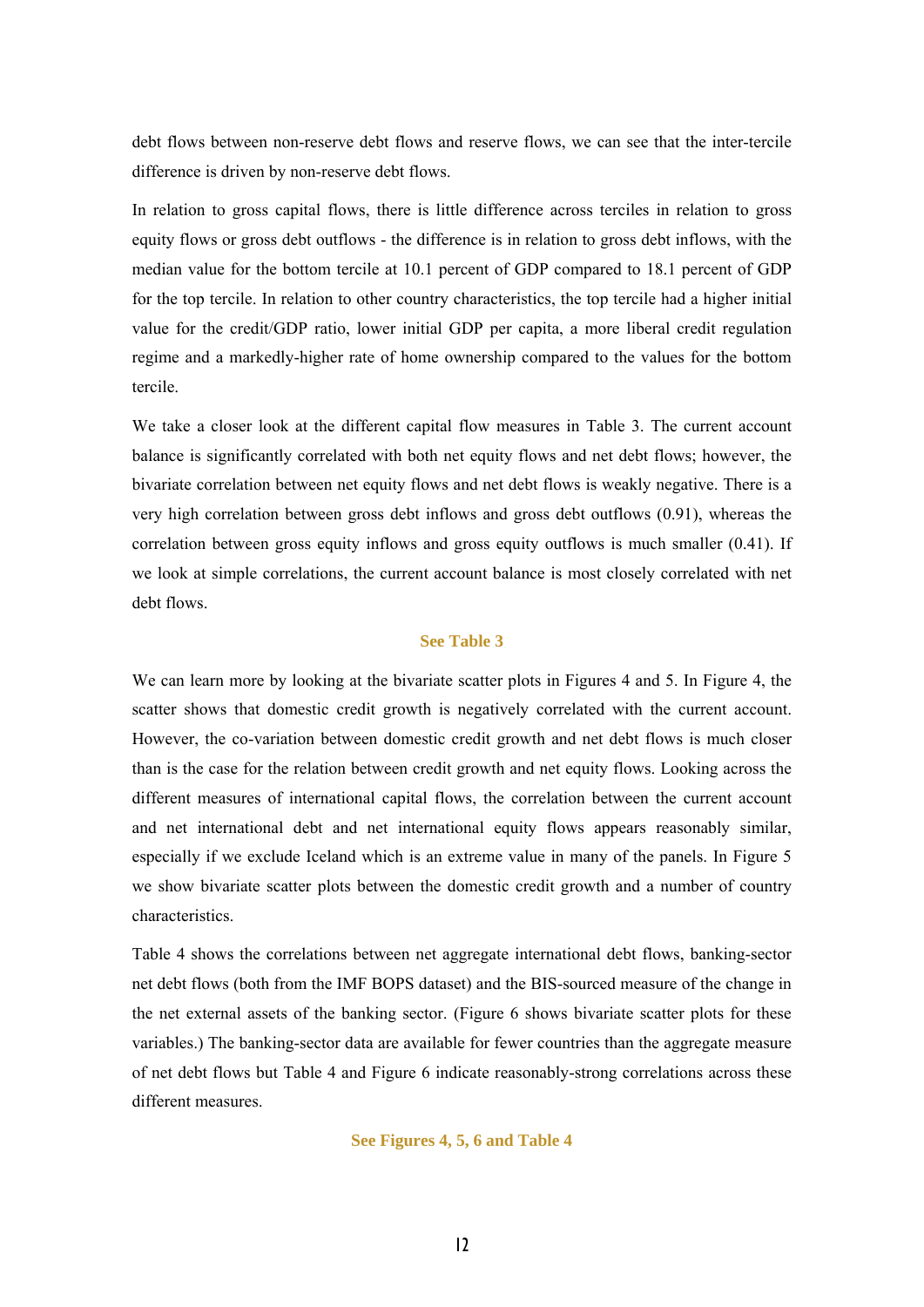debt flows between non-reserve debt flows and reserve flows, we can see that the inter-tercile difference is driven by non-reserve debt flows.

In relation to gross capital flows, there is little difference across terciles in relation to gross equity flows or gross debt outflows - the difference is in relation to gross debt inflows, with the median value for the bottom tercile at 10.1 percent of GDP compared to 18.1 percent of GDP for the top tercile. In relation to other country characteristics, the top tercile had a higher initial value for the credit/GDP ratio, lower initial GDP per capita, a more liberal credit regulation regime and a markedly-higher rate of home ownership compared to the values for the bottom tercile.

We take a closer look at the different capital flow measures in Table 3. The current account balance is significantly correlated with both net equity flows and net debt flows; however, the bivariate correlation between net equity flows and net debt flows is weakly negative. There is a very high correlation between gross debt inflows and gross debt outflows (0.91), whereas the correlation between gross equity inflows and gross equity outflows is much smaller (0.41). If we look at simple correlations, the current account balance is most closely correlated with net debt flows.

**See Table 3**

We can learn more by looking at the bivariate scatter plots in Figures 4 and 5. In Figure 4, the scatter shows that domestic credit growth is negatively correlated with the current account. However, the co-variation between domestic credit growth and net debt flows is much closer than is the case for the relation between credit growth and net equity flows. Looking across the different measures of international capital flows, the correlation between the current account and net international debt and net international equity flows appears reasonably similar, especially if we exclude Iceland which is an extreme value in many of the panels. In Figure 5 we show bivariate scatter plots between the domestic credit growth and a number of country characteristics.

Table 4 shows the correlations between net aggregate international debt flows, banking-sector net debt flows (both from the IMF BOPS dataset) and the BIS-sourced measure of the change in the net external assets of the banking sector. (Figure 6 shows bivariate scatter plots for these variables.) The banking-sector data are available for fewer countries than the aggregate measure of net debt flows but Table 4 and Figure 6 indicate reasonably-strong correlations across these different measures.

**See Figures 4, 5, 6 and Table 4**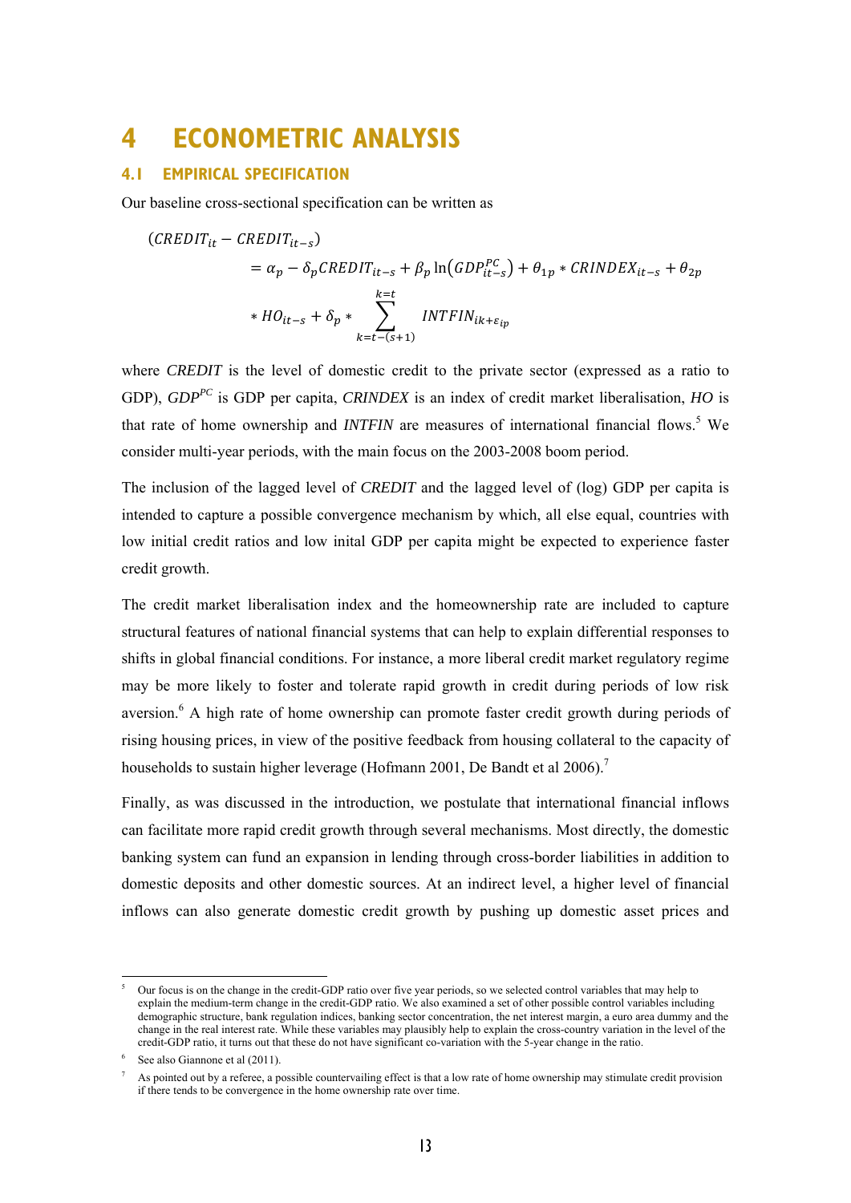# 4 ECONOMETRIC ANALYSIS

## 4.1 EMPIRICAL SPECIFICATION

Our baseline cross-sectional specification can be written as

$$
\begin{aligned}
(CREDIT_{it} - CREDIT_{it-s}) &= \alpha_p - \delta_p CREDIT_{it-s} + \beta_p \ln\left(GDP_{it-s}^{PC}\right) + \theta_{1p} * CRINDEX_{it-s} + \theta_{2p} \\
&\quad * HO_{it-s} + \delta_p * \sum_{k=t-(s+1)}^{k=t} INTFIN_{ik+\varepsilon_{ip}}
\end{aligned}
$$

where *CREDIT* is the level of domestic credit to the private sector (expressed as a ratio to GDP), $GDP^{PC}$ is GDP per capita, *CRINDEX* is an index of credit market liberalisation, *HO* is that rate of home ownership and *INTFIN* are measures of international financial flows.[5] We consider multi-year periods, with the main focus on the 2003-2008 boom period.

The inclusion of the lagged level of *CREDIT* and the lagged level of (log) GDP per capita is intended to capture a possible convergence mechanism by which, all else equal, countries with low initial credit ratios and low inital GDP per capita might be expected to experience faster credit growth.

The credit market liberalisation index and the homeownership rate are included to capture structural features of national financial systems that can help to explain differential responses to shifts in global financial conditions. For instance, a more liberal credit market regulatory regime may be more likely to foster and tolerate rapid growth in credit during periods of low risk aversion.[6] A high rate of home ownership can promote faster credit growth during periods of rising housing prices, in view of the positive feedback from housing collateral to the capacity of households to sustain higher leverage (Hofmann 2001, De Bandt et al 2006).[7]

Finally, as was discussed in the introduction, we postulate that international financial inflows can facilitate more rapid credit growth through several mechanisms. Most directly, the domestic banking system can fund an expansion in lending through cross-border liabilities in addition to domestic deposits and other domestic sources. At an indirect level, a higher level of financial inflows can also generate domestic credit growth by pushing up domestic asset prices and

---

[5] Our focus is on the change in the credit-GDP ratio over five year periods, so we selected control variables that may help to explain the medium-term change in the credit-GDP ratio. We also examined a set of other possible control variables including demographic structure, bank regulation indices, banking sector concentration, the net interest margin, a euro area dummy and the change in the real interest rate. While these variables may plausibly help to explain the cross-country variation in the level of the credit-GDP ratio, it turns out that these do not have significant co-variation with the 5-year change in the ratio.

[6] See also Giannone et al (2011).

[7] As pointed out by a referee, a possible countervailing effect is that a low rate of home ownership may stimulate credit provision if there tends to be convergence in the home ownership rate over time.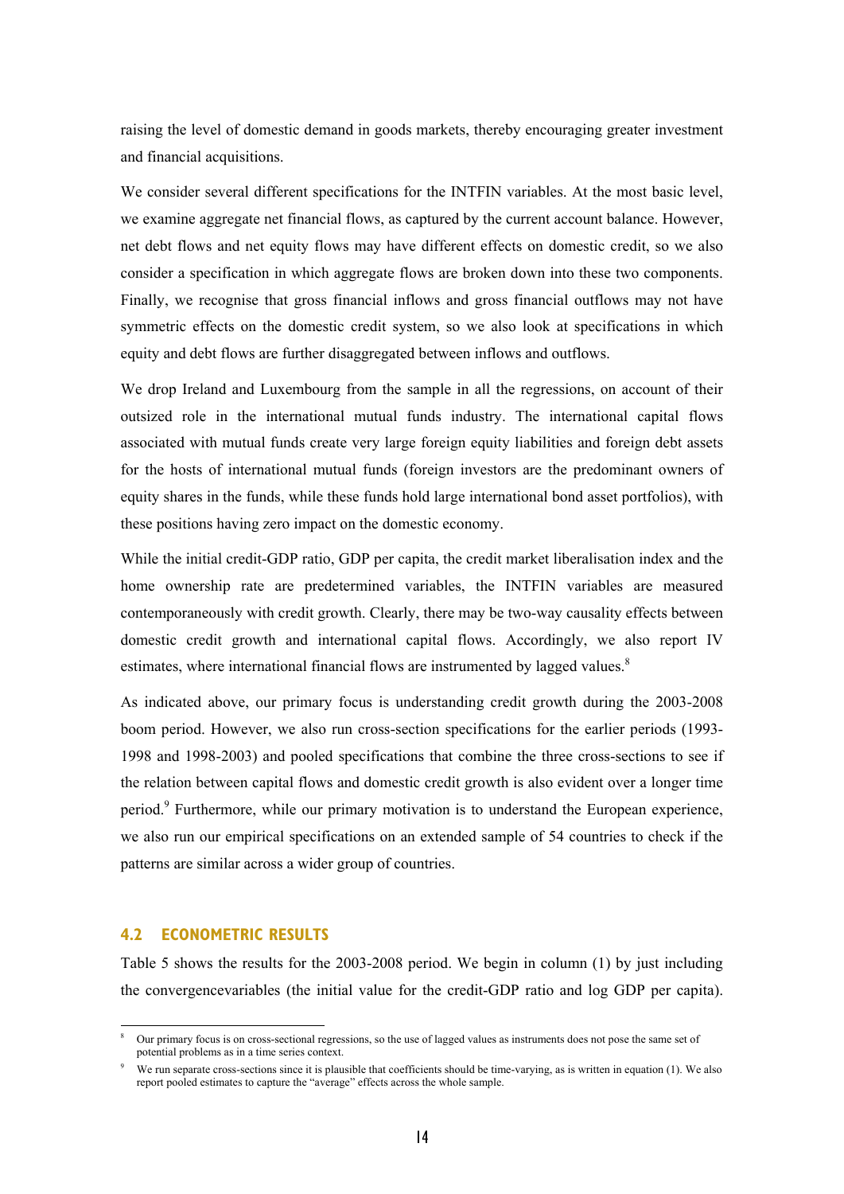raising the level of domestic demand in goods markets, thereby encouraging greater investment and financial acquisitions.

We consider several different specifications for the INTFIN variables. At the most basic level, we examine aggregate net financial flows, as captured by the current account balance. However, net debt flows and net equity flows may have different effects on domestic credit, so we also consider a specification in which aggregate flows are broken down into these two components. Finally, we recognise that gross financial inflows and gross financial outflows may not have symmetric effects on the domestic credit system, so we also look at specifications in which equity and debt flows are further disaggregated between inflows and outflows.

We drop Ireland and Luxembourg from the sample in all the regressions, on account of their outsized role in the international mutual funds industry. The international capital flows associated with mutual funds create very large foreign equity liabilities and foreign debt assets for the hosts of international mutual funds (foreign investors are the predominant owners of equity shares in the funds, while these funds hold large international bond asset portfolios), with these positions having zero impact on the domestic economy.

While the initial credit-GDP ratio, GDP per capita, the credit market liberalisation index and the home ownership rate are predetermined variables, the INTFIN variables are measured contemporaneously with credit growth. Clearly, there may be two-way causality effects between domestic credit growth and international capital flows. Accordingly, we also report IV estimates, where international financial flows are instrumented by lagged values.[8]

As indicated above, our primary focus is understanding credit growth during the 2003-2008 boom period. However, we also run cross-section specifications for the earlier periods (1993-1998 and 1998-2003) and pooled specifications that combine the three cross-sections to see if the relation between capital flows and domestic credit growth is also evident over a longer time period.[9] Furthermore, while our primary motivation is to understand the European experience, we also run our empirical specifications on an extended sample of 54 countries to check if the patterns are similar across a wider group of countries.

### 4.2 ECONOMETRIC RESULTS

Table 5 shows the results for the 2003-2008 period. We begin in column (1) by just including the convergencevariables (the initial value for the credit-GDP ratio and log GDP per capita).

---

[8] Our primary focus is on cross-sectional regressions, so the use of lagged values as instruments does not pose the same set of potential problems as in a time series context.

[9] We run separate cross-sections since it is plausible that coefficients should be time-varying, as is written in equation (1). We also report pooled estimates to capture the "average" effects across the whole sample.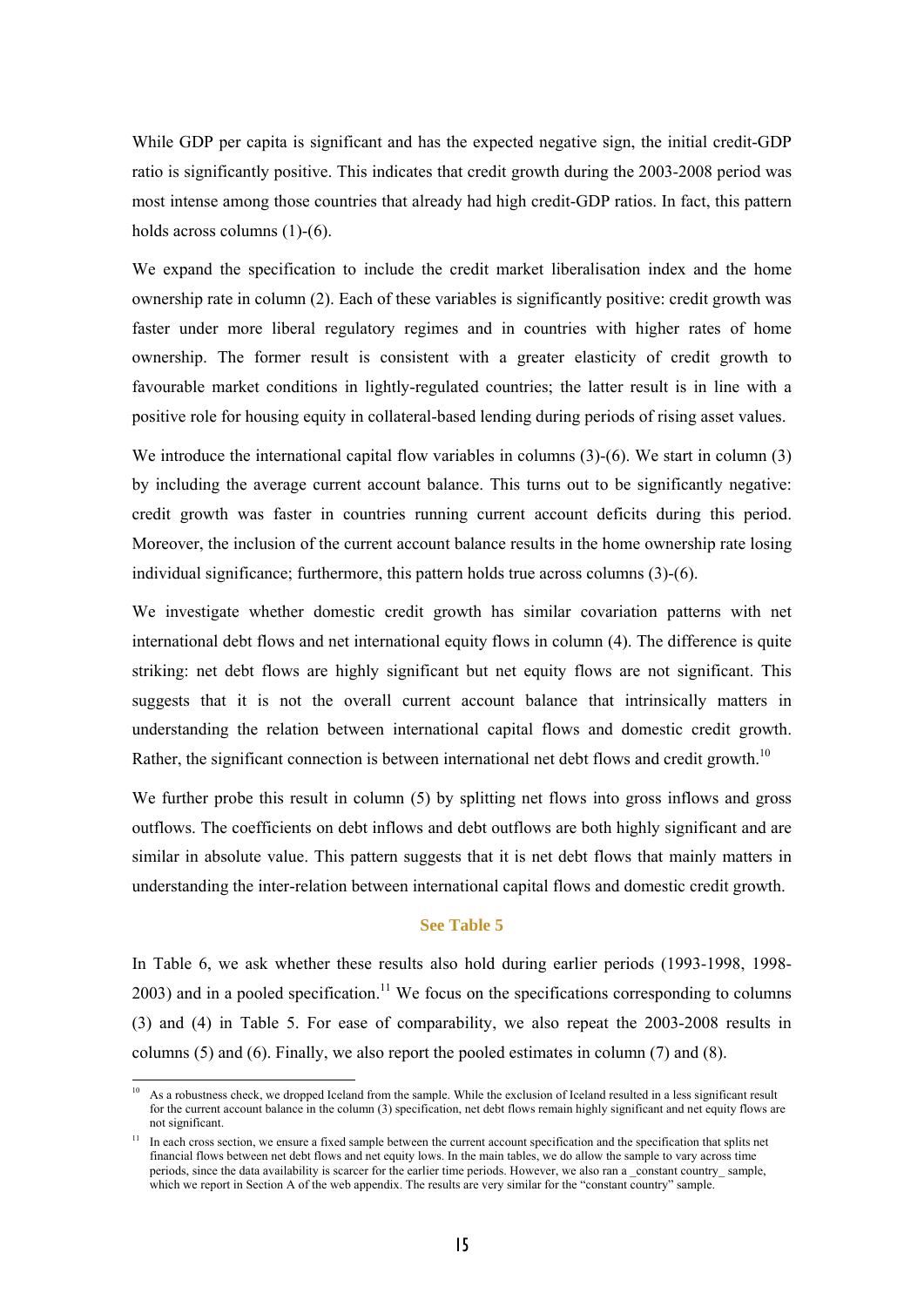While GDP per capita is significant and has the expected negative sign, the initial credit-GDP ratio is significantly positive. This indicates that credit growth during the 2003-2008 period was most intense among those countries that already had high credit-GDP ratios. In fact, this pattern holds across columns (1)-(6).

We expand the specification to include the credit market liberalisation index and the home ownership rate in column (2). Each of these variables is significantly positive: credit growth was faster under more liberal regulatory regimes and in countries with higher rates of home ownership. The former result is consistent with a greater elasticity of credit growth to favourable market conditions in lightly-regulated countries; the latter result is in line with a positive role for housing equity in collateral-based lending during periods of rising asset values.

We introduce the international capital flow variables in columns (3)-(6). We start in column (3) by including the average current account balance. This turns out to be significantly negative: credit growth was faster in countries running current account deficits during this period. Moreover, the inclusion of the current account balance results in the home ownership rate losing individual significance; furthermore, this pattern holds true across columns (3)-(6).

We investigate whether domestic credit growth has similar covariation patterns with net international debt flows and net international equity flows in column (4). The difference is quite striking: net debt flows are highly significant but net equity flows are not significant. This suggests that it is not the overall current account balance that intrinsically matters in understanding the relation between international capital flows and domestic credit growth. Rather, the significant connection is between international net debt flows and credit growth.[10]

We further probe this result in column (5) by splitting net flows into gross inflows and gross outflows. The coefficients on debt inflows and debt outflows are both highly significant and are similar in absolute value. This pattern suggests that it is net debt flows that mainly matters in understanding the inter-relation between international capital flows and domestic credit growth.

**See Table 5**

In Table 6, we ask whether these results also hold during earlier periods (1993-1998, 1998-2003) and in a pooled specification.[11] We focus on the specifications corresponding to columns (3) and (4) in Table 5. For ease of comparability, we also repeat the 2003-2008 results in columns (5) and (6). Finally, we also report the pooled estimates in column (7) and (8).

---

[10] As a robustness check, we dropped Iceland from the sample. While the exclusion of Iceland resulted in a less significant result for the current account balance in the column (3) specification, net debt flows remain highly significant and net equity flows are not significant.

[11] In each cross section, we ensure a fixed sample between the current account specification and the specification that splits net financial flows between net debt flows and net equity lows. In the main tables, we do allow the sample to vary across time periods, since the data availability is scarcer for the earlier time periods. However, we also ran a _constant country_ sample, which we report in Section A of the web appendix. The results are very similar for the "constant country" sample.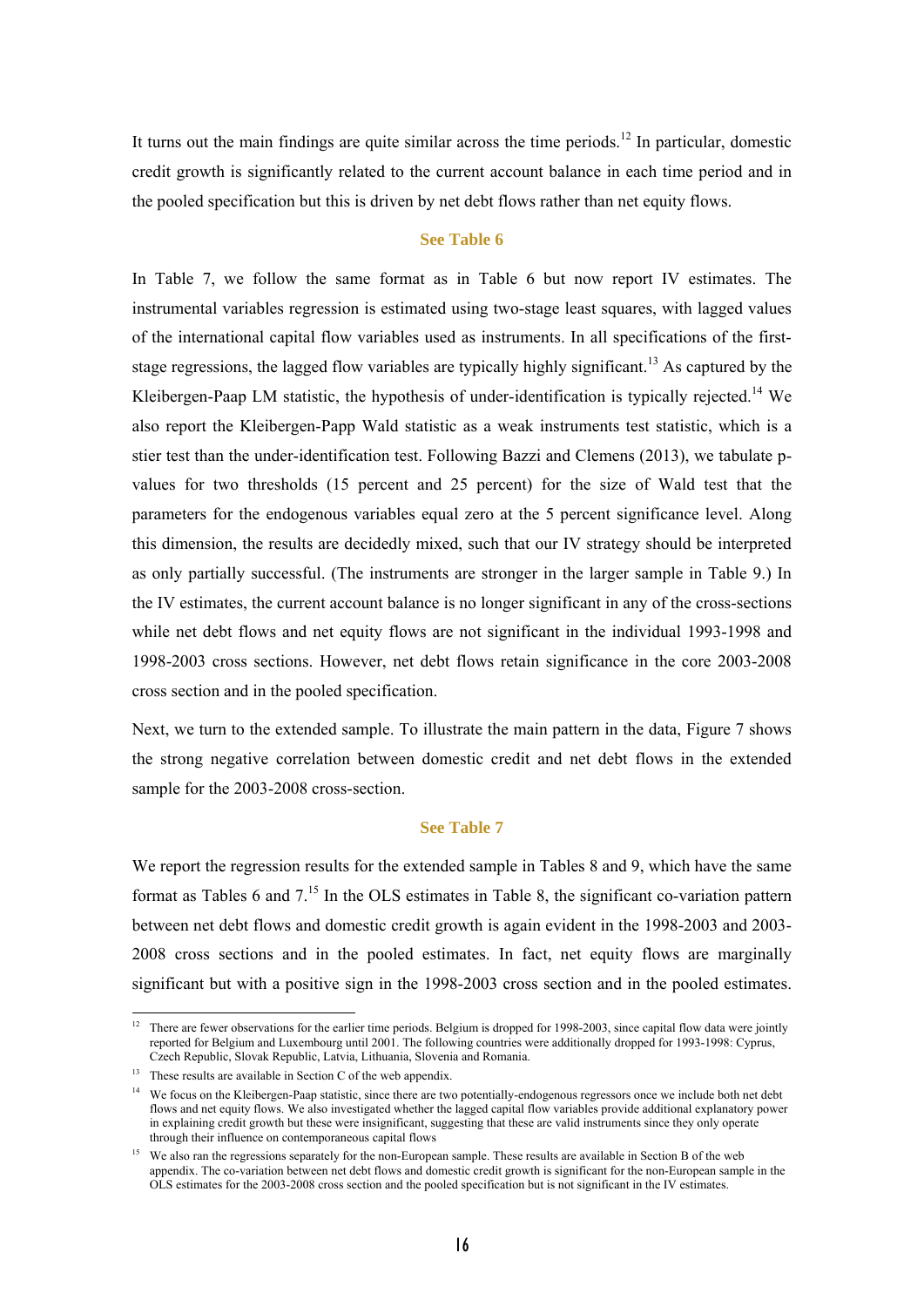It turns out the main findings are quite similar across the time periods.[12] In particular, domestic credit growth is significantly related to the current account balance in each time period and in the pooled specification but this is driven by net debt flows rather than net equity flows.

**See Table 6**

In Table 7, we follow the same format as in Table 6 but now report IV estimates. The instrumental variables regression is estimated using two-stage least squares, with lagged values of the international capital flow variables used as instruments. In all specifications of the first-stage regressions, the lagged flow variables are typically highly significant.[13] As captured by the Kleibergen-Paap LM statistic, the hypothesis of under-identification is typically rejected.[14] We also report the Kleibergen-Papp Wald statistic as a weak instruments test statistic, which is a stier test than the under-identification test. Following Bazzi and Clemens (2013), we tabulate p-values for two thresholds (15 percent and 25 percent) for the size of Wald test that the parameters for the endogenous variables equal zero at the 5 percent significance level. Along this dimension, the results are decidedly mixed, such that our IV strategy should be interpreted as only partially successful. (The instruments are stronger in the larger sample in Table 9.) In the IV estimates, the current account balance is no longer significant in any of the cross-sections while net debt flows and net equity flows are not significant in the individual 1993-1998 and 1998-2003 cross sections. However, net debt flows retain significance in the core 2003-2008 cross section and in the pooled specification.

Next, we turn to the extended sample. To illustrate the main pattern in the data, Figure 7 shows the strong negative correlation between domestic credit and net debt flows in the extended sample for the 2003-2008 cross-section.

**See Table 7**

We report the regression results for the extended sample in Tables 8 and 9, which have the same format as Tables 6 and 7.[15] In the OLS estimates in Table 8, the significant co-variation pattern between net debt flows and domestic credit growth is again evident in the 1998-2003 and 2003-2008 cross sections and in the pooled estimates. In fact, net equity flows are marginally significant but with a positive sign in the 1998-2003 cross section and in the pooled estimates.

---

[12] There are fewer observations for the earlier time periods. Belgium is dropped for 1998-2003, since capital flow data were jointly reported for Belgium and Luxembourg until 2001. The following countries were additionally dropped for 1993-1998: Cyprus, Czech Republic, Slovak Republic, Latvia, Lithuania, Slovenia and Romania.

[13] These results are available in Section C of the web appendix.

[14] We focus on the Kleibergen-Paap statistic, since there are two potentially-endogenous regressors once we include both net debt flows and net equity flows. We also investigated whether the lagged capital flow variables provide additional explanatory power in explaining credit growth but these were insignificant, suggesting that these are valid instruments since they only operate through their influence on contemporaneous capital flows

[15] We also ran the regressions separately for the non-European sample. These results are available in Section B of the web appendix. The co-variation between net debt flows and domestic credit growth is significant for the non-European sample in the OLS estimates for the 2003-2008 cross section and the pooled specification but is not significant in the IV estimates.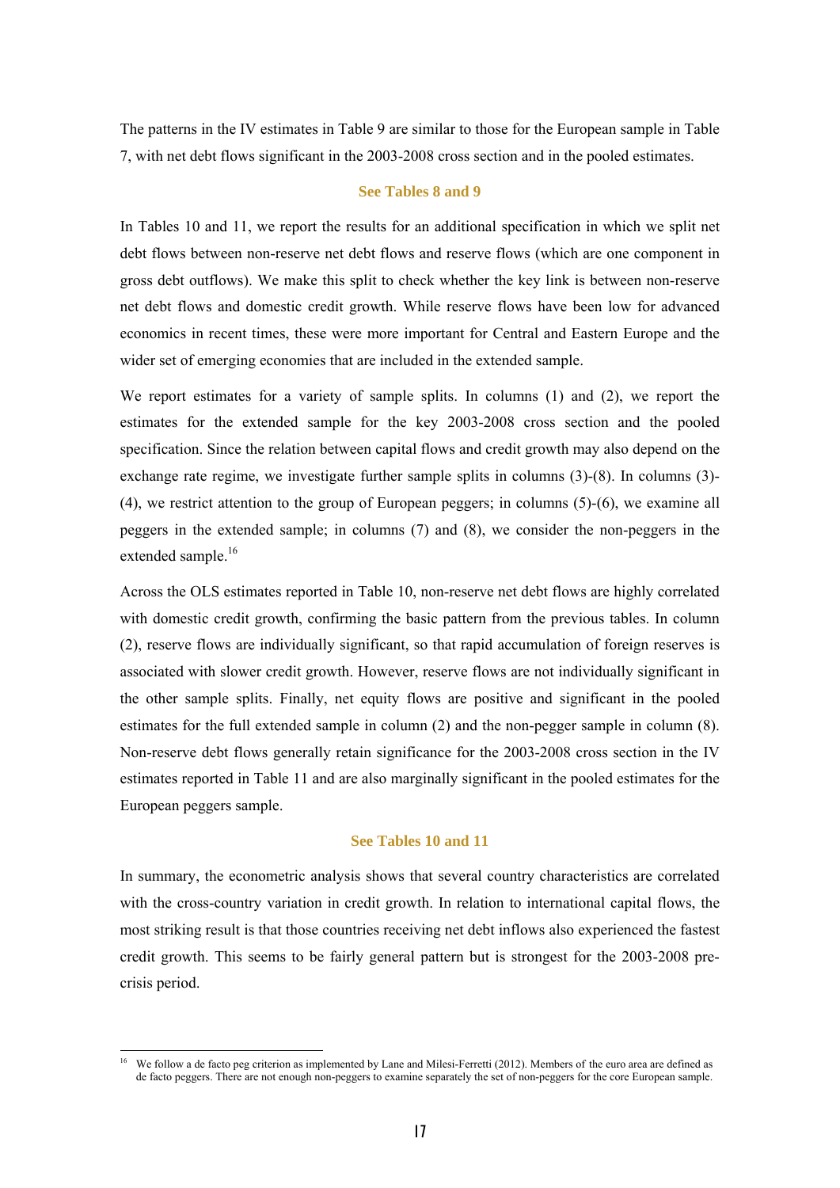The patterns in the IV estimates in Table 9 are similar to those for the European sample in Table 7, with net debt flows significant in the 2003-2008 cross section and in the pooled estimates.

**See Tables 8 and 9**

In Tables 10 and 11, we report the results for an additional specification in which we split net debt flows between non-reserve net debt flows and reserve flows (which are one component in gross debt outflows). We make this split to check whether the key link is between non-reserve net debt flows and domestic credit growth. While reserve flows have been low for advanced economics in recent times, these were more important for Central and Eastern Europe and the wider set of emerging economies that are included in the extended sample.

We report estimates for a variety of sample splits. In columns (1) and (2), we report the estimates for the extended sample for the key 2003-2008 cross section and the pooled specification. Since the relation between capital flows and credit growth may also depend on the exchange rate regime, we investigate further sample splits in columns (3)-(8). In columns (3)-(4), we restrict attention to the group of European peggers; in columns (5)-(6), we examine all peggers in the extended sample; in columns (7) and (8), we consider the non-peggers in the extended sample.[16]

Across the OLS estimates reported in Table 10, non-reserve net debt flows are highly correlated with domestic credit growth, confirming the basic pattern from the previous tables. In column (2), reserve flows are individually significant, so that rapid accumulation of foreign reserves is associated with slower credit growth. However, reserve flows are not individually significant in the other sample splits. Finally, net equity flows are positive and significant in the pooled estimates for the full extended sample in column (2) and the non-pegger sample in column (8). Non-reserve debt flows generally retain significance for the 2003-2008 cross section in the IV estimates reported in Table 11 and are also marginally significant in the pooled estimates for the European peggers sample.

**See Tables 10 and 11**

In summary, the econometric analysis shows that several country characteristics are correlated with the cross-country variation in credit growth. In relation to international capital flows, the most striking result is that those countries receiving net debt inflows also experienced the fastest credit growth. This seems to be fairly general pattern but is strongest for the 2003-2008 pre-crisis period.

[16] We follow a de facto peg criterion as implemented by Lane and Milesi-Ferretti (2012). Members of the euro area are defined as de facto peggers. There are not enough non-peggers to examine separately the set of non-peggers for the core European sample.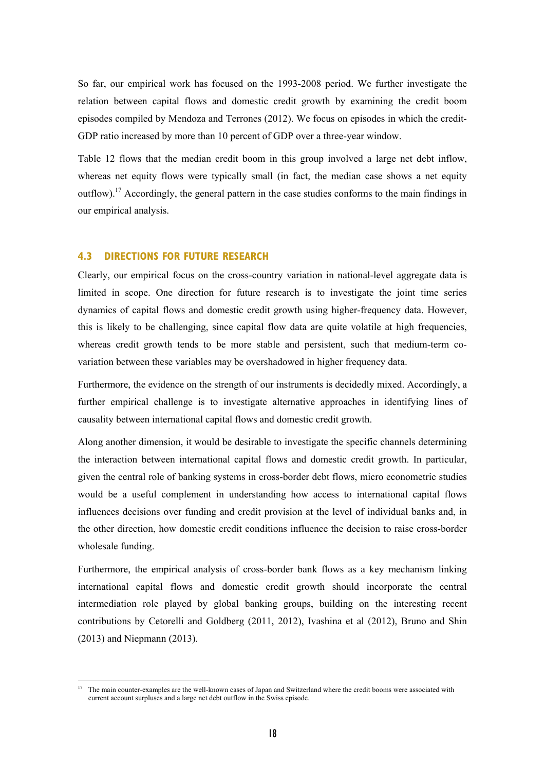So far, our empirical work has focused on the 1993-2008 period. We further investigate the relation between capital flows and domestic credit growth by examining the credit boom episodes compiled by Mendoza and Terrones (2012). We focus on episodes in which the credit-GDP ratio increased by more than 10 percent of GDP over a three-year window.

Table 12 flows that the median credit boom in this group involved a large net debt inflow, whereas net equity flows were typically small (in fact, the median case shows a net equity outflow).[17] Accordingly, the general pattern in the case studies conforms to the main findings in our empirical analysis.

### 4.3 DIRECTIONS FOR FUTURE RESEARCH

Clearly, our empirical focus on the cross-country variation in national-level aggregate data is limited in scope. One direction for future research is to investigate the joint time series dynamics of capital flows and domestic credit growth using higher-frequency data. However, this is likely to be challenging, since capital flow data are quite volatile at high frequencies, whereas credit growth tends to be more stable and persistent, such that medium-term co-variation between these variables may be overshadowed in higher frequency data.

Furthermore, the evidence on the strength of our instruments is decidedly mixed. Accordingly, a further empirical challenge is to investigate alternative approaches in identifying lines of causality between international capital flows and domestic credit growth.

Along another dimension, it would be desirable to investigate the specific channels determining the interaction between international capital flows and domestic credit growth. In particular, given the central role of banking systems in cross-border debt flows, micro econometric studies would be a useful complement in understanding how access to international capital flows influences decisions over funding and credit provision at the level of individual banks and, in the other direction, how domestic credit conditions influence the decision to raise cross-border wholesale funding.

Furthermore, the empirical analysis of cross-border bank flows as a key mechanism linking international capital flows and domestic credit growth should incorporate the central intermediation role played by global banking groups, building on the interesting recent contributions by Cetorelli and Goldberg (2011, 2012), Ivashina et al (2012), Bruno and Shin (2013) and Niepmann (2013).

---

[17] The main counter-examples are the well-known cases of Japan and Switzerland where the credit booms were associated with current account surpluses and a large net debt outflow in the Swiss episode.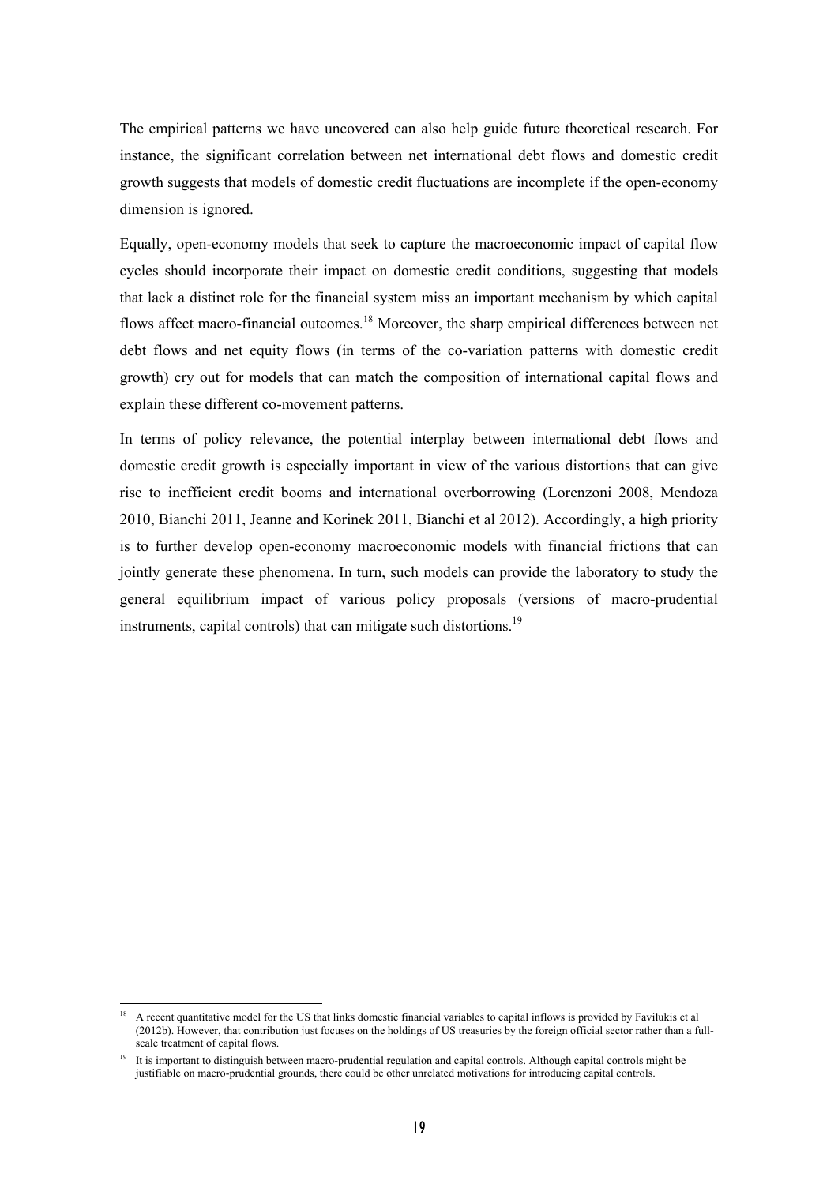The empirical patterns we have uncovered can also help guide future theoretical research. For instance, the significant correlation between net international debt flows and domestic credit growth suggests that models of domestic credit fluctuations are incomplete if the open-economy dimension is ignored.

Equally, open-economy models that seek to capture the macroeconomic impact of capital flow cycles should incorporate their impact on domestic credit conditions, suggesting that models that lack a distinct role for the financial system miss an important mechanism by which capital flows affect macro-financial outcomes.[18] Moreover, the sharp empirical differences between net debt flows and net equity flows (in terms of the co-variation patterns with domestic credit growth) cry out for models that can match the composition of international capital flows and explain these different co-movement patterns.

In terms of policy relevance, the potential interplay between international debt flows and domestic credit growth is especially important in view of the various distortions that can give rise to inefficient credit booms and international overborrowing (Lorenzoni 2008, Mendoza 2010, Bianchi 2011, Jeanne and Korinek 2011, Bianchi et al 2012). Accordingly, a high priority is to further develop open-economy macroeconomic models with financial frictions that can jointly generate these phenomena. In turn, such models can provide the laboratory to study the general equilibrium impact of various policy proposals (versions of macro-prudential instruments, capital controls) that can mitigate such distortions.[19]

---

[18] A recent quantitative model for the US that links domestic financial variables to capital inflows is provided by Favilukis et al (2012b). However, that contribution just focuses on the holdings of US treasuries by the foreign official sector rather than a full-scale treatment of capital flows.

[19] It is important to distinguish between macro-prudential regulation and capital controls. Although capital controls might be justifiable on macro-prudential grounds, there could be other unrelated motivations for introducing capital controls.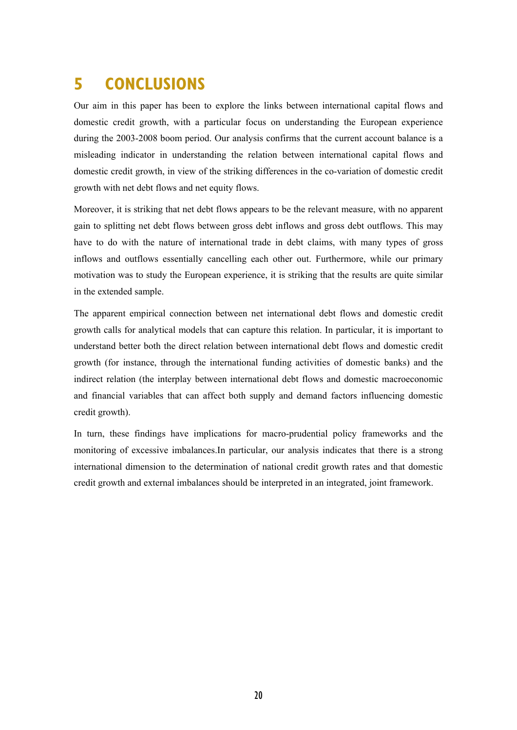# 5 CONCLUSIONS

Our aim in this paper has been to explore the links between international capital flows and domestic credit growth, with a particular focus on understanding the European experience during the 2003-2008 boom period. Our analysis confirms that the current account balance is a misleading indicator in understanding the relation between international capital flows and domestic credit growth, in view of the striking differences in the co-variation of domestic credit growth with net debt flows and net equity flows.

Moreover, it is striking that net debt flows appears to be the relevant measure, with no apparent gain to splitting net debt flows between gross debt inflows and gross debt outflows. This may have to do with the nature of international trade in debt claims, with many types of gross inflows and outflows essentially cancelling each other out. Furthermore, while our primary motivation was to study the European experience, it is striking that the results are quite similar in the extended sample.

The apparent empirical connection between net international debt flows and domestic credit growth calls for analytical models that can capture this relation. In particular, it is important to understand better both the direct relation between international debt flows and domestic credit growth (for instance, through the international funding activities of domestic banks) and the indirect relation (the interplay between international debt flows and domestic macroeconomic and financial variables that can affect both supply and demand factors influencing domestic credit growth).

In turn, these findings have implications for macro-prudential policy frameworks and the monitoring of excessive imbalances.In particular, our analysis indicates that there is a strong international dimension to the determination of national credit growth rates and that domestic credit growth and external imbalances should be interpreted in an integrated, joint framework.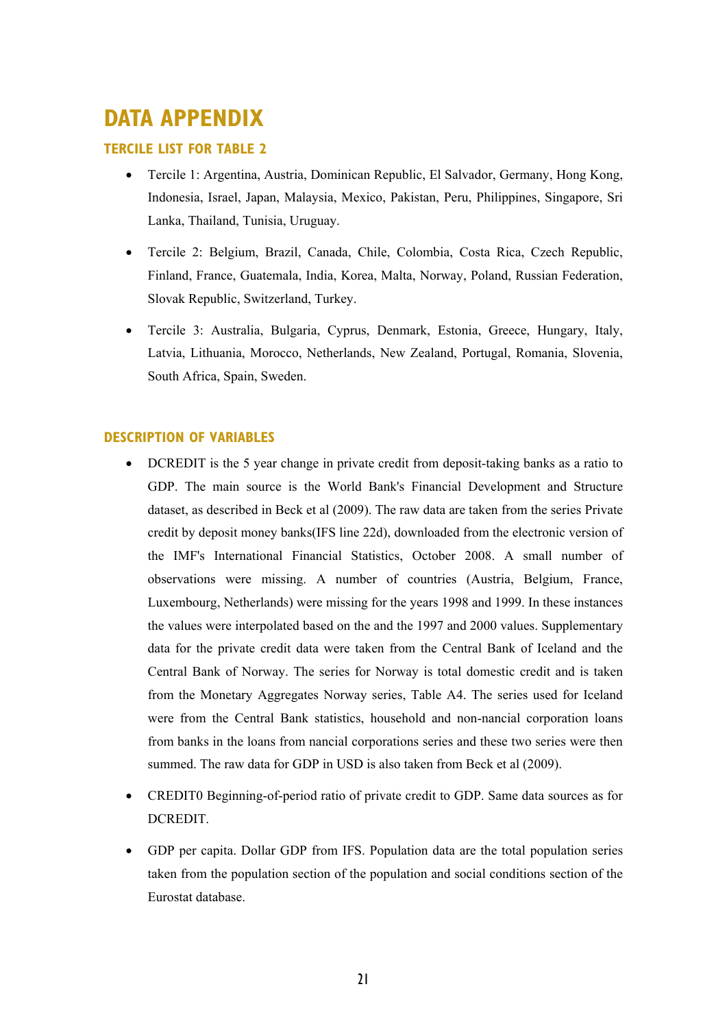# DATA APPENDIX

## TERCILE LIST FOR TABLE 2

- Tercile 1: Argentina, Austria, Dominican Republic, El Salvador, Germany, Hong Kong, Indonesia, Israel, Japan, Malaysia, Mexico, Pakistan, Peru, Philippines, Singapore, Sri Lanka, Thailand, Tunisia, Uruguay.
- Tercile 2: Belgium, Brazil, Canada, Chile, Colombia, Costa Rica, Czech Republic, Finland, France, Guatemala, India, Korea, Malta, Norway, Poland, Russian Federation, Slovak Republic, Switzerland, Turkey.
- Tercile 3: Australia, Bulgaria, Cyprus, Denmark, Estonia, Greece, Hungary, Italy, Latvia, Lithuania, Morocco, Netherlands, New Zealand, Portugal, Romania, Slovenia, South Africa, Spain, Sweden.

## DESCRIPTION OF VARIABLES

- DCREDIT is the 5 year change in private credit from deposit-taking banks as a ratio to GDP. The main source is the World Bank's Financial Development and Structure dataset, as described in Beck et al (2009). The raw data are taken from the series Private credit by deposit money banks(IFS line 22d), downloaded from the electronic version of the IMF's International Financial Statistics, October 2008. A small number of observations were missing. A number of countries (Austria, Belgium, France, Luxembourg, Netherlands) were missing for the years 1998 and 1999. In these instances the values were interpolated based on the and the 1997 and 2000 values. Supplementary data for the private credit data were taken from the Central Bank of Iceland and the Central Bank of Norway. The series for Norway is total domestic credit and is taken from the Monetary Aggregates Norway series, Table A4. The series used for Iceland were from the Central Bank statistics, household and non-nancial corporation loans from banks in the loans from nancial corporations series and these two series were then summed. The raw data for GDP in USD is also taken from Beck et al (2009).
- CREDIT0 Beginning-of-period ratio of private credit to GDP. Same data sources as for DCREDIT.
- GDP per capita. Dollar GDP from IFS. Population data are the total population series taken from the population section of the population and social conditions section of the Eurostat database.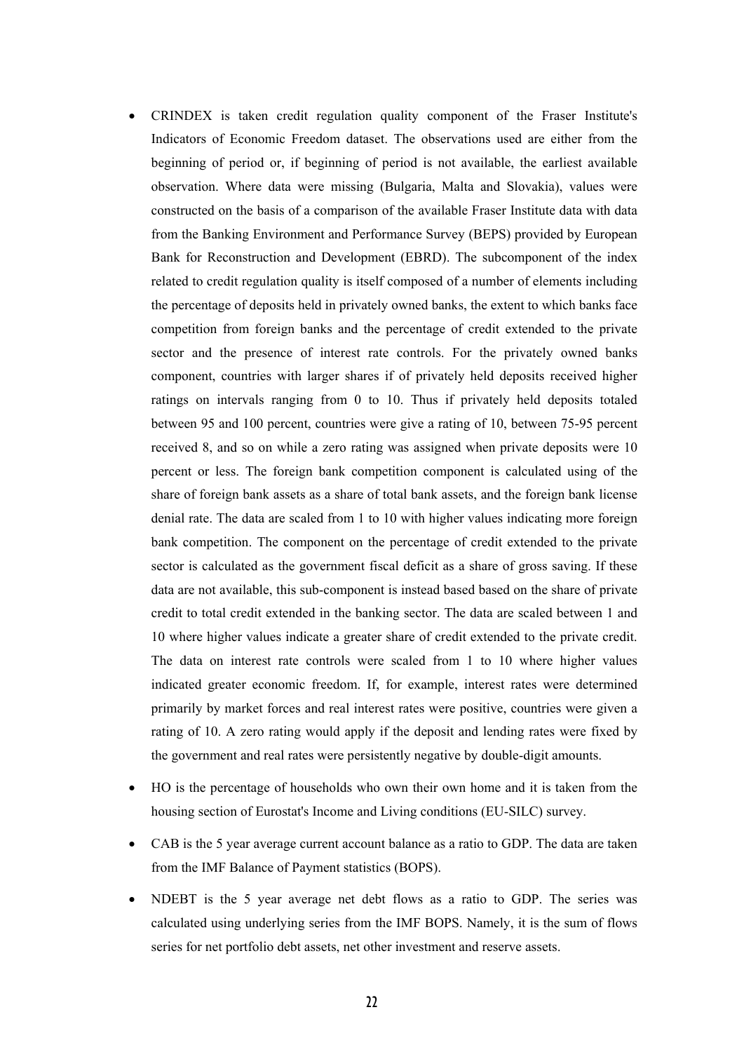- CRINDEX is taken credit regulation quality component of the Fraser Institute's Indicators of Economic Freedom dataset. The observations used are either from the beginning of period or, if beginning of period is not available, the earliest available observation. Where data were missing (Bulgaria, Malta and Slovakia), values were constructed on the basis of a comparison of the available Fraser Institute data with data from the Banking Environment and Performance Survey (BEPS) provided by European Bank for Reconstruction and Development (EBRD). The subcomponent of the index related to credit regulation quality is itself composed of a number of elements including the percentage of deposits held in privately owned banks, the extent to which banks face competition from foreign banks and the percentage of credit extended to the private sector and the presence of interest rate controls. For the privately owned banks component, countries with larger shares if of privately held deposits received higher ratings on intervals ranging from 0 to 10. Thus if privately held deposits totaled between 95 and 100 percent, countries were give a rating of 10, between 75-95 percent received 8, and so on while a zero rating was assigned when private deposits were 10 percent or less. The foreign bank competition component is calculated using of the share of foreign bank assets as a share of total bank assets, and the foreign bank license denial rate. The data are scaled from 1 to 10 with higher values indicating more foreign bank competition. The component on the percentage of credit extended to the private sector is calculated as the government fiscal deficit as a share of gross saving. If these data are not available, this sub-component is instead based based on the share of private credit to total credit extended in the banking sector. The data are scaled between 1 and 10 where higher values indicate a greater share of credit extended to the private credit. The data on interest rate controls were scaled from 1 to 10 where higher values indicated greater economic freedom. If, for example, interest rates were determined primarily by market forces and real interest rates were positive, countries were given a rating of 10. A zero rating would apply if the deposit and lending rates were fixed by the government and real rates were persistently negative by double-digit amounts.
- HO is the percentage of households who own their own home and it is taken from the housing section of Eurostat's Income and Living conditions (EU-SILC) survey.
- CAB is the 5 year average current account balance as a ratio to GDP. The data are taken from the IMF Balance of Payment statistics (BOPS).
- NDEBT is the 5 year average net debt flows as a ratio to GDP. The series was calculated using underlying series from the IMF BOPS. Namely, it is the sum of flows series for net portfolio debt assets, net other investment and reserve assets.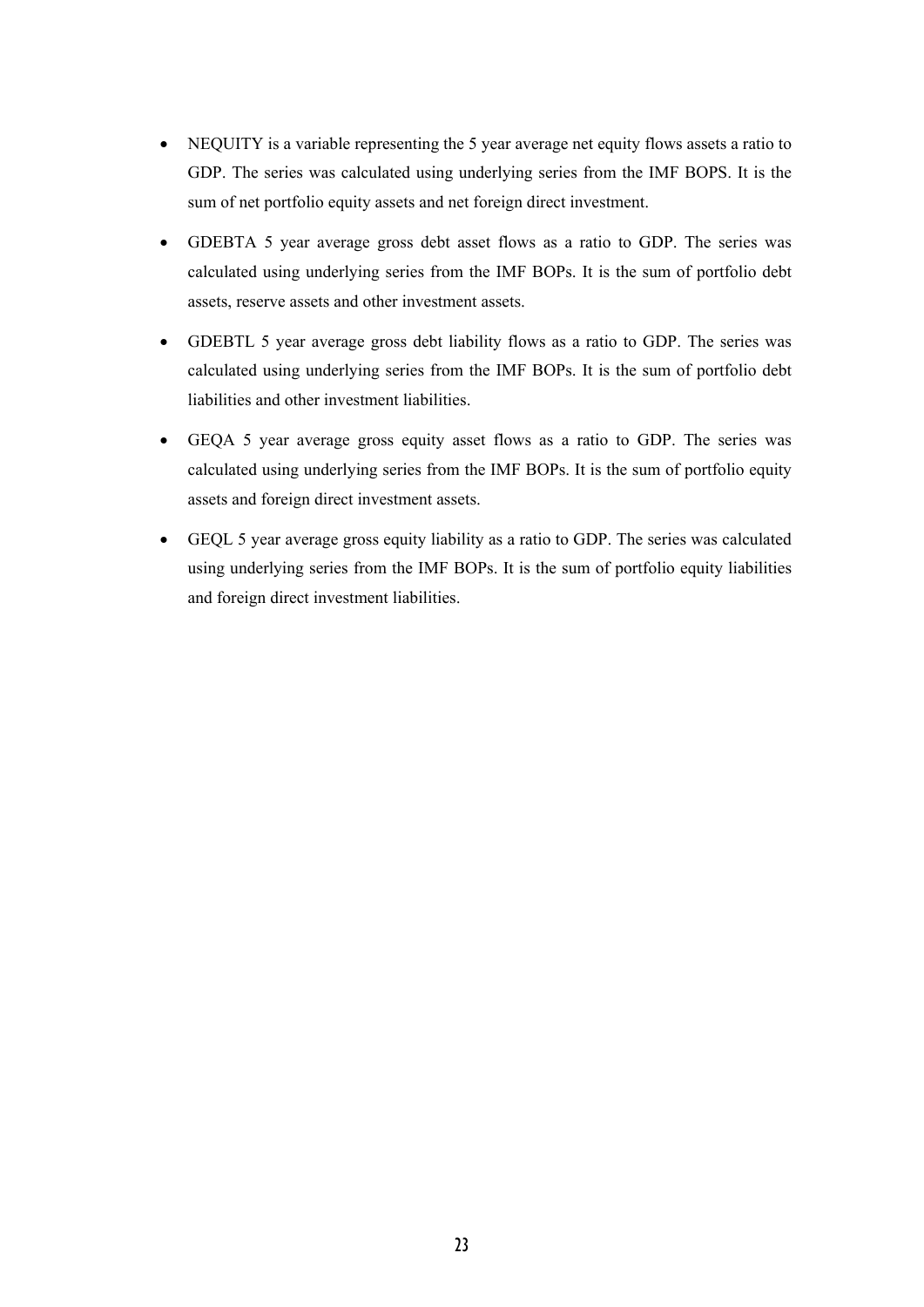- NEQUITY is a variable representing the 5 year average net equity flows assets a ratio to GDP. The series was calculated using underlying series from the IMF BOPS. It is the sum of net portfolio equity assets and net foreign direct investment.
- GDEBTA 5 year average gross debt asset flows as a ratio to GDP. The series was calculated using underlying series from the IMF BOPs. It is the sum of portfolio debt assets, reserve assets and other investment assets.
- GDEBTL 5 year average gross debt liability flows as a ratio to GDP. The series was calculated using underlying series from the IMF BOPs. It is the sum of portfolio debt liabilities and other investment liabilities.
- GEQA 5 year average gross equity asset flows as a ratio to GDP. The series was calculated using underlying series from the IMF BOPs. It is the sum of portfolio equity assets and foreign direct investment assets.
- GEQL 5 year average gross equity liability as a ratio to GDP. The series was calculated using underlying series from the IMF BOPs. It is the sum of portfolio equity liabilities and foreign direct investment liabilities.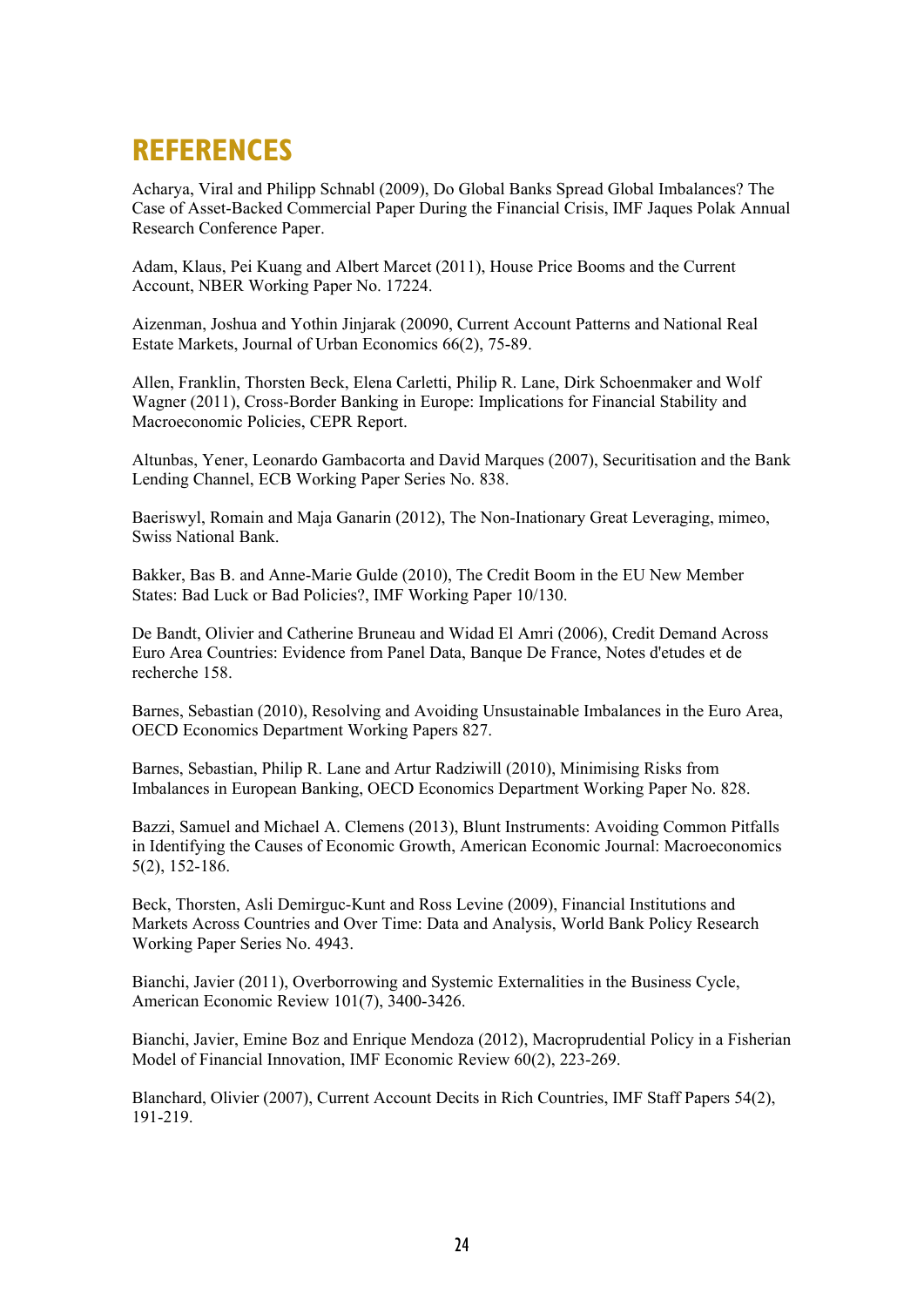# REFERENCES

Acharya, Viral and Philipp Schnabl (2009), Do Global Banks Spread Global Imbalances? The Case of Asset-Backed Commercial Paper During the Financial Crisis, IMF Jaques Polak Annual Research Conference Paper.

Adam, Klaus, Pei Kuang and Albert Marcet (2011), House Price Booms and the Current Account, NBER Working Paper No. 17224.

Aizenman, Joshua and Yothin Jinjarak (20090, Current Account Patterns and National Real Estate Markets, Journal of Urban Economics 66(2), 75-89.

Allen, Franklin, Thorsten Beck, Elena Carletti, Philip R. Lane, Dirk Schoenmaker and Wolf Wagner (2011), Cross-Border Banking in Europe: Implications for Financial Stability and Macroeconomic Policies, CEPR Report.

Altunbas, Yener, Leonardo Gambacorta and David Marques (2007), Securitisation and the Bank Lending Channel, ECB Working Paper Series No. 838.

Baeriswyl, Romain and Maja Ganarin (2012), The Non-Inationary Great Leveraging, mimeo, Swiss National Bank.

Bakker, Bas B. and Anne-Marie Gulde (2010), The Credit Boom in the EU New Member States: Bad Luck or Bad Policies?, IMF Working Paper 10/130.

De Bandt, Olivier and Catherine Bruneau and Widad El Amri (2006), Credit Demand Across Euro Area Countries: Evidence from Panel Data, Banque De France, Notes d'etudes et de recherche 158.

Barnes, Sebastian (2010), Resolving and Avoiding Unsustainable Imbalances in the Euro Area, OECD Economics Department Working Papers 827.

Barnes, Sebastian, Philip R. Lane and Artur Radziwill (2010), Minimising Risks from Imbalances in European Banking, OECD Economics Department Working Paper No. 828.

Bazzi, Samuel and Michael A. Clemens (2013), Blunt Instruments: Avoiding Common Pitfalls in Identifying the Causes of Economic Growth, American Economic Journal: Macroeconomics 5(2), 152-186.

Beck, Thorsten, Asli Demirguc-Kunt and Ross Levine (2009), Financial Institutions and Markets Across Countries and Over Time: Data and Analysis, World Bank Policy Research Working Paper Series No. 4943.

Bianchi, Javier (2011), Overborrowing and Systemic Externalities in the Business Cycle, American Economic Review 101(7), 3400-3426.

Bianchi, Javier, Emine Boz and Enrique Mendoza (2012), Macroprudential Policy in a Fisherian Model of Financial Innovation, IMF Economic Review 60(2), 223-269.

Blanchard, Olivier (2007), Current Account Decits in Rich Countries, IMF Staff Papers 54(2), 191-219.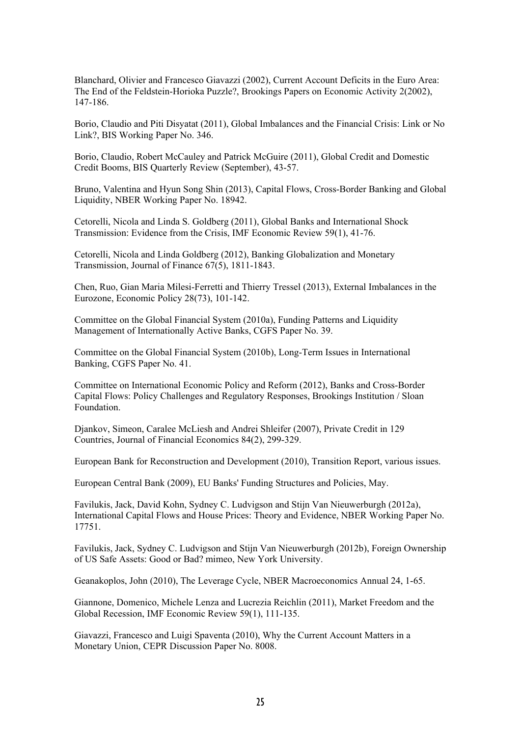Blanchard, Olivier and Francesco Giavazzi (2002), Current Account Deficits in the Euro Area: The End of the Feldstein-Horioka Puzzle?, Brookings Papers on Economic Activity 2(2002), 147-186.

Borio, Claudio and Piti Disyatat (2011), Global Imbalances and the Financial Crisis: Link or No Link?, BIS Working Paper No. 346.

Borio, Claudio, Robert McCauley and Patrick McGuire (2011), Global Credit and Domestic Credit Booms, BIS Quarterly Review (September), 43-57.

Bruno, Valentina and Hyun Song Shin (2013), Capital Flows, Cross-Border Banking and Global Liquidity, NBER Working Paper No. 18942.

Cetorelli, Nicola and Linda S. Goldberg (2011), Global Banks and International Shock Transmission: Evidence from the Crisis, IMF Economic Review 59(1), 41-76.

Cetorelli, Nicola and Linda Goldberg (2012), Banking Globalization and Monetary Transmission, Journal of Finance 67(5), 1811-1843.

Chen, Ruo, Gian Maria Milesi-Ferretti and Thierry Tressel (2013), External Imbalances in the Eurozone, Economic Policy 28(73), 101-142.

Committee on the Global Financial System (2010a), Funding Patterns and Liquidity Management of Internationally Active Banks, CGFS Paper No. 39.

Committee on the Global Financial System (2010b), Long-Term Issues in International Banking, CGFS Paper No. 41.

Committee on International Economic Policy and Reform (2012), Banks and Cross-Border Capital Flows: Policy Challenges and Regulatory Responses, Brookings Institution / Sloan Foundation.

Djankov, Simeon, Caralee McLiesh and Andrei Shleifer (2007), Private Credit in 129 Countries, Journal of Financial Economics 84(2), 299-329.

European Bank for Reconstruction and Development (2010), Transition Report, various issues.

European Central Bank (2009), EU Banks' Funding Structures and Policies, May.

Favilukis, Jack, David Kohn, Sydney C. Ludvigson and Stijn Van Nieuwerburgh (2012a), International Capital Flows and House Prices: Theory and Evidence, NBER Working Paper No. 17751.

Favilukis, Jack, Sydney C. Ludvigson and Stijn Van Nieuwerburgh (2012b), Foreign Ownership of US Safe Assets: Good or Bad? mimeo, New York University.

Geanakoplos, John (2010), The Leverage Cycle, NBER Macroeconomics Annual 24, 1-65.

Giannone, Domenico, Michele Lenza and Lucrezia Reichlin (2011), Market Freedom and the Global Recession, IMF Economic Review 59(1), 111-135.

Giavazzi, Francesco and Luigi Spaventa (2010), Why the Current Account Matters in a Monetary Union, CEPR Discussion Paper No. 8008.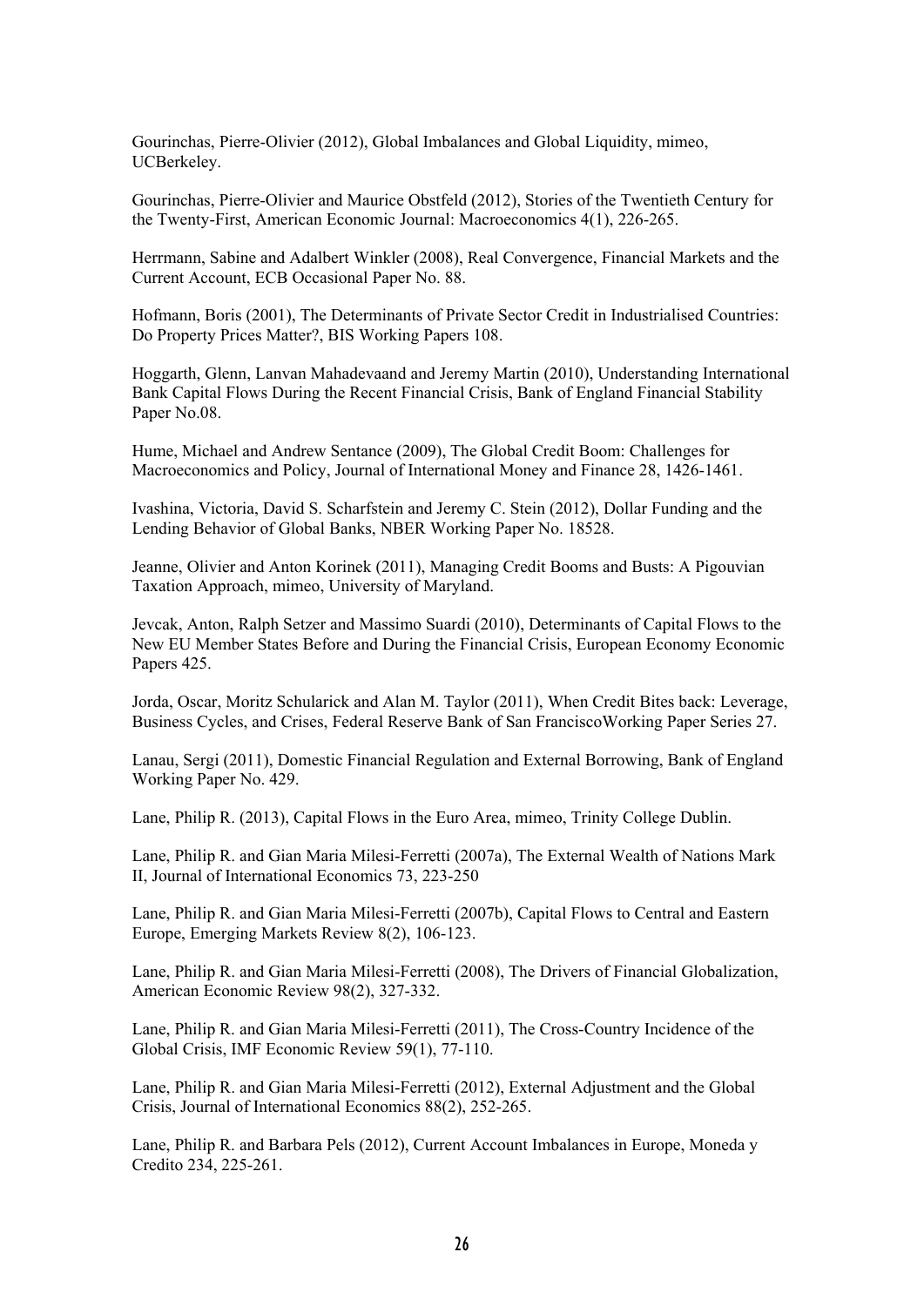Gourinchas, Pierre-Olivier (2012), Global Imbalances and Global Liquidity, mimeo, UCBerkeley.

Gourinchas, Pierre-Olivier and Maurice Obstfeld (2012), Stories of the Twentieth Century for the Twenty-First, American Economic Journal: Macroeconomics 4(1), 226-265.

Herrmann, Sabine and Adalbert Winkler (2008), Real Convergence, Financial Markets and the Current Account, ECB Occasional Paper No. 88.

Hofmann, Boris (2001), The Determinants of Private Sector Credit in Industrialised Countries: Do Property Prices Matter?, BIS Working Papers 108.

Hoggarth, Glenn, Lanvan Mahadevaand and Jeremy Martin (2010), Understanding International Bank Capital Flows During the Recent Financial Crisis, Bank of England Financial Stability Paper No.08.

Hume, Michael and Andrew Sentance (2009), The Global Credit Boom: Challenges for Macroeconomics and Policy, Journal of International Money and Finance 28, 1426-1461.

Ivashina, Victoria, David S. Scharfstein and Jeremy C. Stein (2012), Dollar Funding and the Lending Behavior of Global Banks, NBER Working Paper No. 18528.

Jeanne, Olivier and Anton Korinek (2011), Managing Credit Booms and Busts: A Pigouvian Taxation Approach, mimeo, University of Maryland.

Jevcak, Anton, Ralph Setzer and Massimo Suardi (2010), Determinants of Capital Flows to the New EU Member States Before and During the Financial Crisis, European Economy Economic Papers 425.

Jorda, Oscar, Moritz Schularick and Alan M. Taylor (2011), When Credit Bites back: Leverage, Business Cycles, and Crises, Federal Reserve Bank of San FranciscoWorking Paper Series 27.

Lanau, Sergi (2011), Domestic Financial Regulation and External Borrowing, Bank of England Working Paper No. 429.

Lane, Philip R. (2013), Capital Flows in the Euro Area, mimeo, Trinity College Dublin.

Lane, Philip R. and Gian Maria Milesi-Ferretti (2007a), The External Wealth of Nations Mark II, Journal of International Economics 73, 223-250

Lane, Philip R. and Gian Maria Milesi-Ferretti (2007b), Capital Flows to Central and Eastern Europe, Emerging Markets Review 8(2), 106-123.

Lane, Philip R. and Gian Maria Milesi-Ferretti (2008), The Drivers of Financial Globalization, American Economic Review 98(2), 327-332.

Lane, Philip R. and Gian Maria Milesi-Ferretti (2011), The Cross-Country Incidence of the Global Crisis, IMF Economic Review 59(1), 77-110.

Lane, Philip R. and Gian Maria Milesi-Ferretti (2012), External Adjustment and the Global Crisis, Journal of International Economics 88(2), 252-265.

Lane, Philip R. and Barbara Pels (2012), Current Account Imbalances in Europe, Moneda y Credito 234, 225-261.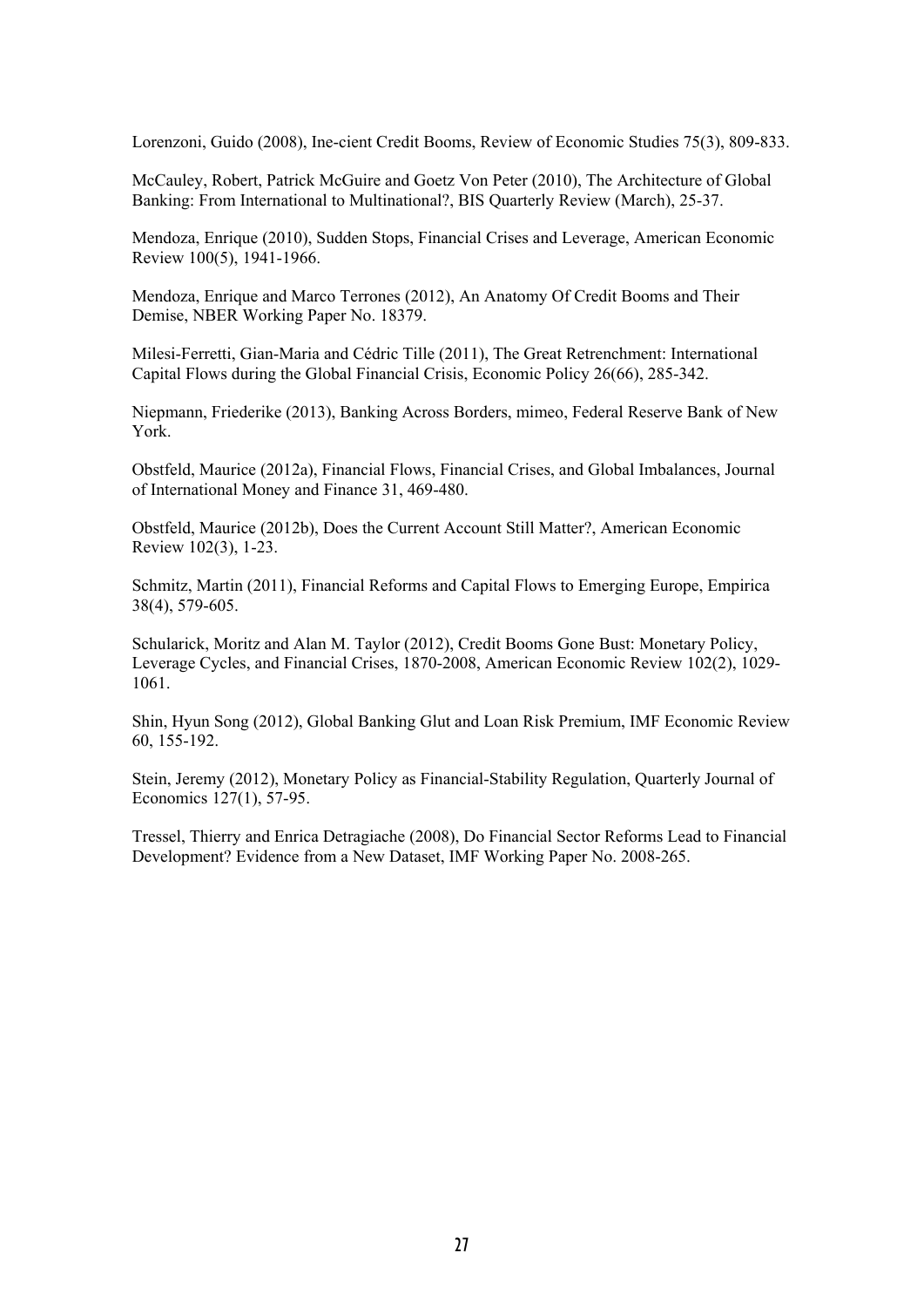Lorenzoni, Guido (2008), Ine-cient Credit Booms, Review of Economic Studies 75(3), 809-833.

McCauley, Robert, Patrick McGuire and Goetz Von Peter (2010), The Architecture of Global Banking: From International to Multinational?, BIS Quarterly Review (March), 25-37.

Mendoza, Enrique (2010), Sudden Stops, Financial Crises and Leverage, American Economic Review 100(5), 1941-1966.

Mendoza, Enrique and Marco Terrones (2012), An Anatomy Of Credit Booms and Their Demise, NBER Working Paper No. 18379.

Milesi-Ferretti, Gian-Maria and Cédric Tille (2011), The Great Retrenchment: International Capital Flows during the Global Financial Crisis, Economic Policy 26(66), 285-342.

Niepmann, Friederike (2013), Banking Across Borders, mimeo, Federal Reserve Bank of New York.

Obstfeld, Maurice (2012a), Financial Flows, Financial Crises, and Global Imbalances, Journal of International Money and Finance 31, 469-480.

Obstfeld, Maurice (2012b), Does the Current Account Still Matter?, American Economic Review 102(3), 1-23.

Schmitz, Martin (2011), Financial Reforms and Capital Flows to Emerging Europe, Empirica 38(4), 579-605.

Schularick, Moritz and Alan M. Taylor (2012), Credit Booms Gone Bust: Monetary Policy, Leverage Cycles, and Financial Crises, 1870-2008, American Economic Review 102(2), 1029-1061.

Shin, Hyun Song (2012), Global Banking Glut and Loan Risk Premium, IMF Economic Review 60, 155-192.

Stein, Jeremy (2012), Monetary Policy as Financial-Stability Regulation, Quarterly Journal of Economics 127(1), 57-95.

Tressel, Thierry and Enrica Detragiache (2008), Do Financial Sector Reforms Lead to Financial Development? Evidence from a New Dataset, IMF Working Paper No. 2008-265.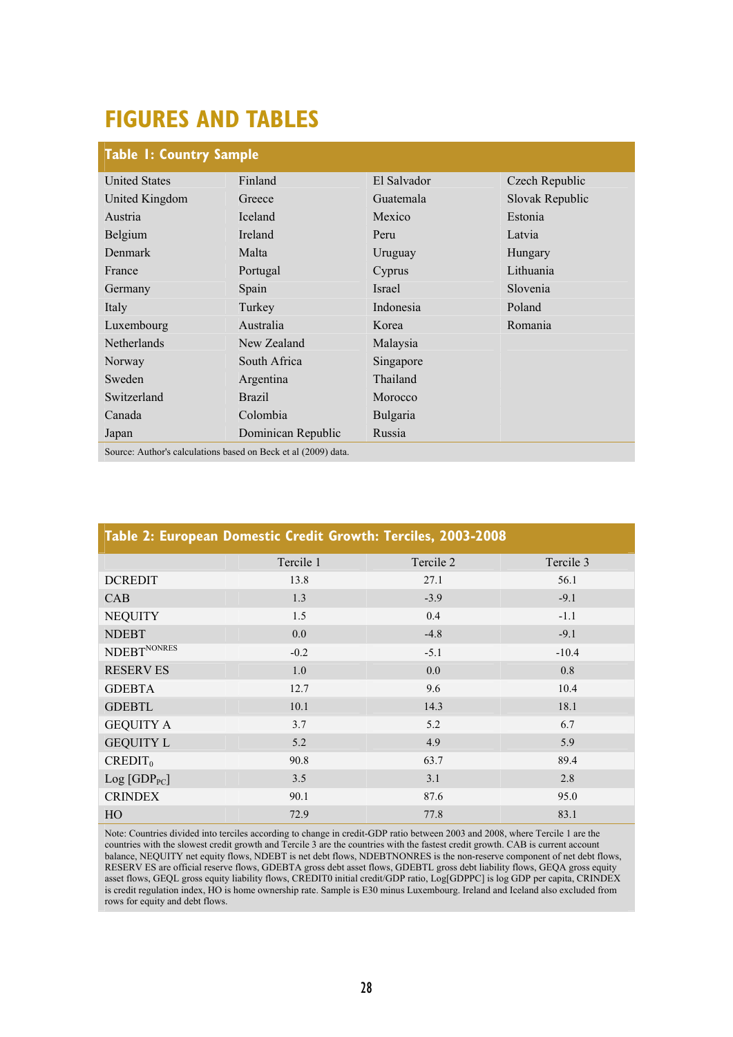# FIGURES AND TABLES

**Table 1: Country Sample**

| | | | |
|---|---|---|---|
| United States | Finland | El Salvador | Czech Republic |
| United Kingdom | Greece | Guatemala | Slovak Republic |
| Austria | Iceland | Mexico | Estonia |
| Belgium | Ireland | Peru | Latvia |
| Denmark | Malta | Uruguay | Hungary |
| France | Portugal | Cyprus | Lithuania |
| Germany | Spain | Israel | Slovenia |
| Italy | Turkey | Indonesia | Poland |
| Luxembourg | Australia | Korea | Romania |
| Netherlands | New Zealand | Malaysia | |
| Norway | South Africa | Singapore | |
| Sweden | Argentina | Thailand | |
| Switzerland | Brazil | Morocco | |
| Canada | Colombia | Bulgaria | |
| Japan | Dominican Republic | Russia | |

Source: Author's calculations based on Beck et al (2009) data.

**Table 2: European Domestic Credit Growth: Terciles, 2003-2008**

| | Tercile 1 | Tercile 2 | Tercile 3 |
|---|---|---|---|
| DCREDIT | 13.8 | 27.1 | 56.1 |
| CAB | 1.3 | -3.9 | -9.1 |
| NEQUITY | 1.5 | 0.4 | -1.1 |
| NDEBT | 0.0 | -4.8 | -9.1 |
| $NDEBT^{NONRES}$ | -0.2 | -5.1 | -10.4 |
| RESERV ES | 1.0 | 0.0 | 0.8 |
| GDEBTA | 12.7 | 9.6 | 10.4 |
| GDEBTL | 10.1 | 14.3 | 18.1 |
| GEQUITY A | 3.7 | 5.2 | 6.7 |
| GEQUITY L | 5.2 | 4.9 | 5.9 |
| $CREDIT_0$ | 90.8 | 63.7 | 89.4 |
| Log [$GDP_{PC}$] | 3.5 | 3.1 | 2.8 |
| CRINDEX | 90.1 | 87.6 | 95.0 |
| HO | 72.9 | 77.8 | 83.1 |

Note: Countries divided into terciles according to change in credit-GDP ratio between 2003 and 2008, where Tercile 1 are the countries with the slowest credit growth and Tercile 3 are the countries with the fastest credit growth. CAB is current account balance, NEQUITY net equity flows, NDEBT is net debt flows, NDEBTNONRES is the non-reserve component of net debt flows, RESERV ES are official reserve flows, GDEBTA gross debt asset flows, GDEBTL gross debt liability flows, GEQA gross equity asset flows, GEQL gross equity liability flows, CREDIT0 initial credit/GDP ratio, Log[GDPPC] is log GDP per capita, CRINDEX is credit regulation index, HO is home ownership rate. Sample is E30 minus Luxembourg. Ireland and Iceland also excluded from rows for equity and debt flows.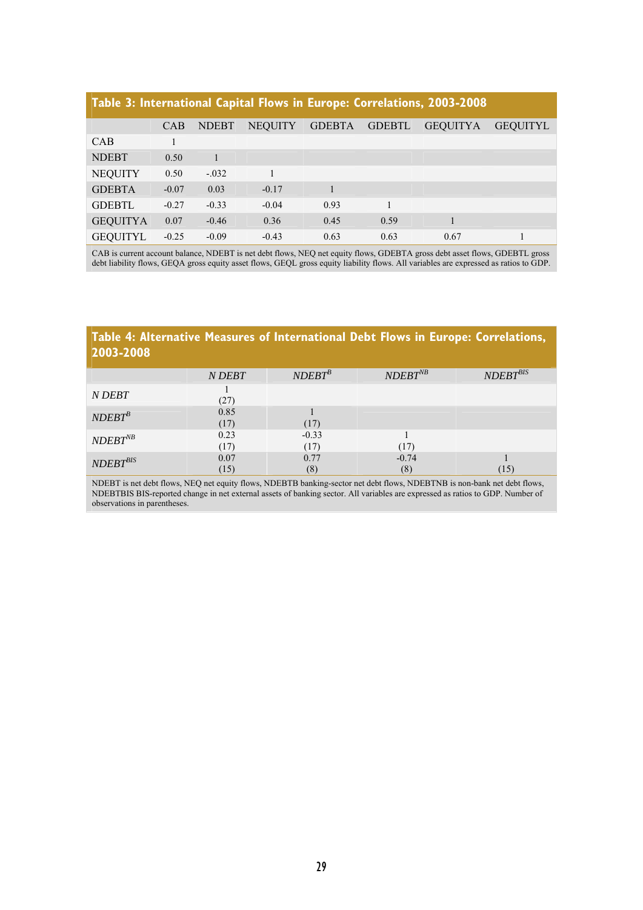## Table 3: International Capital Flows in Europe: Correlations, 2003-2008

| | CAB | NDEBT | NEQUITY | GDEBTA | GDEBTL | GEQUITYA | GEQUITYL |
|---|---|---|---|---|---|---|---|
| CAB | 1 | | | | | | |
| NDEBT | 0.50 | 1 | | | | | |
| NEQUITY | 0.50 | -.032 | 1 | | | | |
| GDEBTA | -0.07 | 0.03 | -0.17 | 1 | | | |
| GDEBTL | -0.27 | -0.33 | -0.04 | 0.93 | 1 | | |
| GEQUITYA | 0.07 | -0.46 | 0.36 | 0.45 | 0.59 | 1 | |
| GEQUITYL | -0.25 | -0.09 | -0.43 | 0.63 | 0.63 | 0.67 | 1 |

CAB is current account balance, NDEBT is net debt flows, NEQ net equity flows, GDEBTA gross debt asset flows, GDEBTL gross debt liability flows, GEQA gross equity asset flows, GEQL gross equity liability flows. All variables are expressed as ratios to GDP.

## Table 4: Alternative Measures of International Debt Flows in Europe: Correlations, 2003-2008

| | *N DEBT* | *NDEBT*$^{B}$ | *NDEBT*$^{NB}$ | *NDEBT*$^{BIS}$ |
|---|---|---|---|---|
| *N DEBT* | 1 (27) | | | |
| *NDEBT*$^{B}$ | 0.85 (17) | 1 (17) | | |
| *NDEBT*$^{NB}$ | 0.23 (17) | -0.33 (17) | 1 (17) | |
| *NDEBT*$^{BIS}$ | 0.07 (15) | 0.77 (8) | -0.74 (8) | 1 (15) |

NDEBT is net debt flows, NEQ net equity flows, NDEBTB banking-sector net debt flows, NDEBTNB is non-bank net debt flows, NDEBTBIS BIS-reported change in net external assets of banking sector. All variables are expressed as ratios to GDP. Number of observations in parentheses.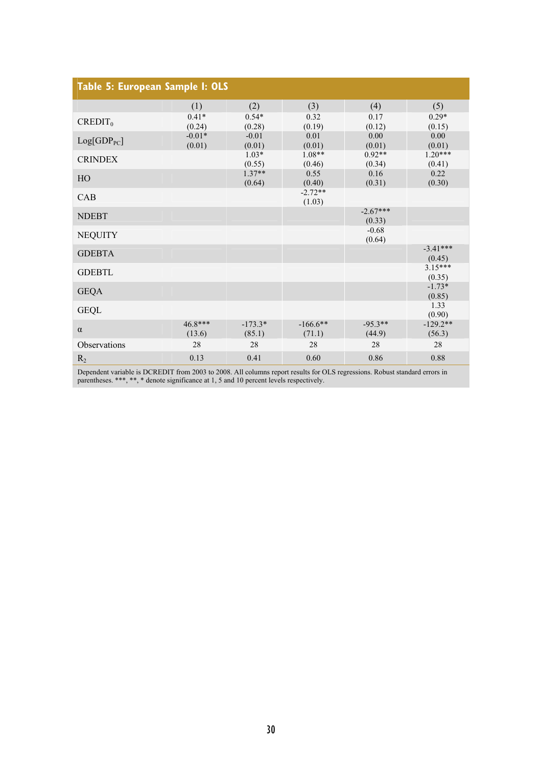**Table 5: European Sample I: OLS**

| | (1) | (2) | (3) | (4) | (5) |
|---|---|---|---|---|---|
| $CREDIT_0$ | 0.41* | 0.54* | 0.32 | 0.17 | 0.29* |
| | (0.24) | (0.28) | (0.19) | (0.12) | (0.15) |
| $Log[GDP_{PC}]$ | -0.01* | -0.01 | 0.01 | 0.00 | 0.00 |
| | (0.01) | (0.01) | (0.01) | (0.01) | (0.01) |
| CRINDEX | | 1.03* | 1.08** | 0.92** | 1.20*** |
| | | (0.55) | (0.46) | (0.34) | (0.41) |
| HO | | 1.37** | 0.55 | 0.16 | 0.22 |
| | | (0.64) | (0.40) | (0.31) | (0.30) |
| CAB | | | -2.72** | | |
| | | | (1.03) | | |
| NDEBT | | | | -2.67*** | |
| | | | | (0.33) | |
| NEQUITY | | | | -0.68 | |
| | | | | (0.64) | |
| GDEBTA | | | | | -3.41*** |
| | | | | | (0.45) |
| GDEBTL | | | | | 3.15*** |
| | | | | | (0.35) |
| GEQA | | | | | -1.73* |
| | | | | | (0.85) |
| GEQL | | | | | 1.33 |
| | | | | | (0.90) |
| $\alpha$ | 46.8*** | -173.3* | -166.6** | -95.3** | -129.2** |
| | (13.6) | (85.1) | (71.1) | (44.9) | (56.3) |
| Observations | 28 | 28 | 28 | 28 | 28 |
| $R_2$ | 0.13 | 0.41 | 0.60 | 0.86 | 0.88 |

Dependent variable is DCREDIT from 2003 to 2008. All columns report results for OLS regressions. Robust standard errors in parentheses. ***, **, * denote significance at 1, 5 and 10 percent levels respectively.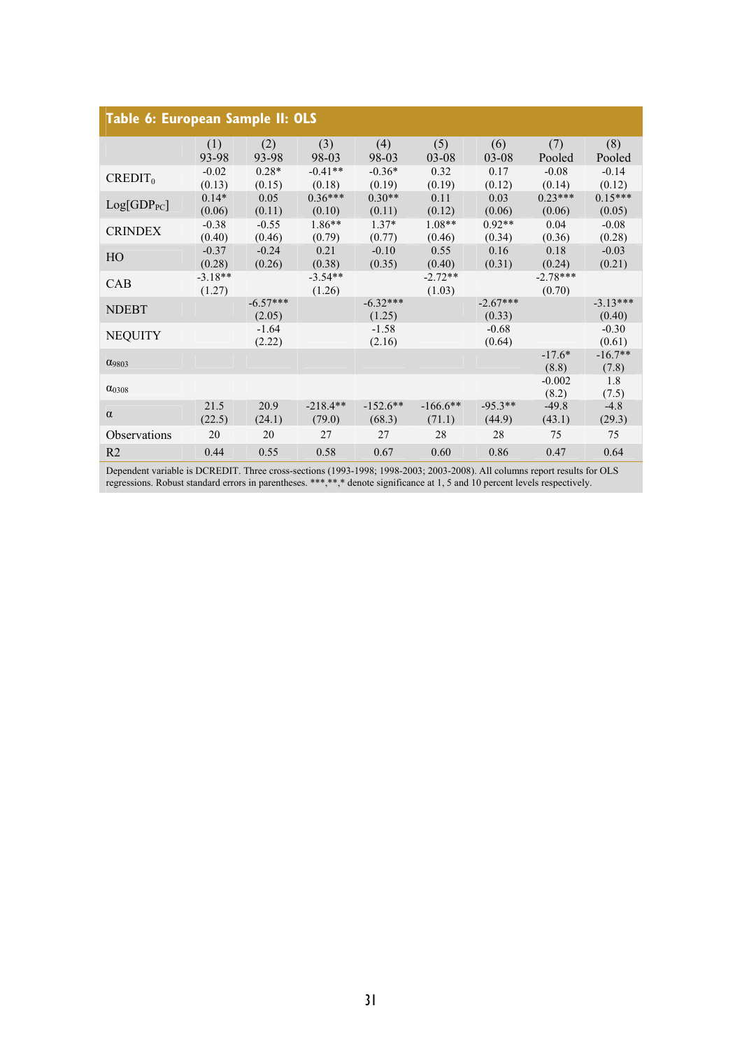**Table 6: European Sample II: OLS**

| | (1)<br>93-98 | (2)<br>93-98 | (3)<br>98-03 | (4)<br>98-03 | (5)<br>03-08 | (6)<br>03-08 | (7)<br>Pooled | (8)<br>Pooled |
|---|---|---|---|---|---|---|---|---|
| $CREDIT_0$ | -0.02<br>(0.13) | 0.28*<br>(0.15) | -0.41**<br>(0.18) | -0.36*<br>(0.19) | 0.32<br>(0.19) | 0.17<br>(0.12) | -0.08<br>(0.14) | -0.14<br>(0.12) |
| $Log[GDP_{PC}]$ | 0.14*<br>(0.06) | 0.05<br>(0.11) | 0.36***<br>(0.10) | 0.30**<br>(0.11) | 0.11<br>(0.12) | 0.03<br>(0.06) | 0.23***<br>(0.06) | 0.15***<br>(0.05) |
| CRINDEX | -0.38<br>(0.40) | -0.55<br>(0.46) | 1.86**<br>(0.79) | 1.37*<br>(0.77) | 1.08**<br>(0.46) | 0.92**<br>(0.34) | 0.04<br>(0.36) | -0.08<br>(0.28) |
| HO | -0.37<br>(0.28) | -0.24<br>(0.26) | 0.21<br>(0.38) | -0.10<br>(0.35) | 0.55<br>(0.40) | 0.16<br>(0.31) | 0.18<br>(0.24) | -0.03<br>(0.21) |
| CAB | -3.18**<br>(1.27) | | -3.54**<br>(1.26) | | -2.72**<br>(1.03) | | -2.78***<br>(0.70) | |
| NDEBT | | -6.57***<br>(2.05) | | -6.32***<br>(1.25) | | -2.67***<br>(0.33) | | -3.13***<br>(0.40) |
| NEQUITY | | -1.64<br>(2.22) | | -1.58<br>(2.16) | | -0.68<br>(0.64) | | -0.30<br>(0.61) |
| $\alpha_{9803}$ | | | | | | | -17.6*<br>(8.8) | -16.7**<br>(7.8) |
| $\alpha_{0308}$ | | | | | | | -0.002<br>(8.2) | 1.8<br>(7.5) |
| $\alpha$ | 21.5<br>(22.5) | 20.9<br>(24.1) | -218.4**<br>(79.0) | -152.6**<br>(68.3) | -166.6**<br>(71.1) | -95.3**<br>(44.9) | -49.8<br>(43.1) | -4.8<br>(29.3) |
| Observations | 20 | 20 | 27 | 27 | 28 | 28 | 75 | 75 |
| R2 | 0.44 | 0.55 | 0.58 | 0.67 | 0.60 | 0.86 | 0.47 | 0.64 |

Dependent variable is DCREDIT. Three cross-sections (1993-1998; 1998-2003; 2003-2008). All columns report results for OLS regressions. Robust standard errors in parentheses. ***,**,* denote significance at 1, 5 and 10 percent levels respectively.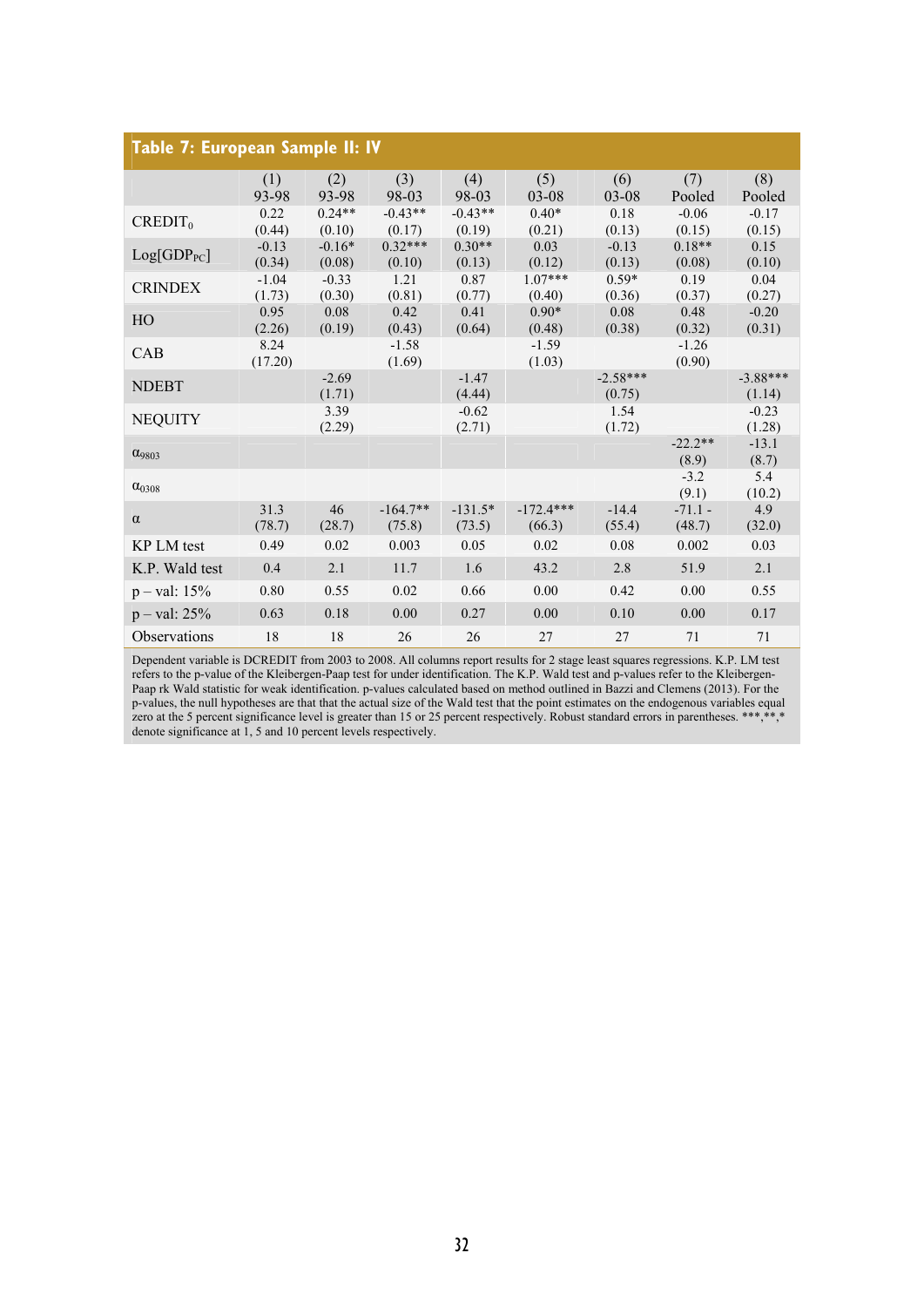## Table 7: European Sample II: IV

| | (1) 93-98 | (2) 93-98 | (3) 98-03 | (4) 98-03 | (5) 03-08 | (6) 03-08 | (7) Pooled | (8) Pooled |
|---|---|---|---|---|---|---|---|---|
| $CREDIT_0$ | 0.22 (0.44) | 0.24** (0.10) | -0.43** (0.17) | -0.43** (0.19) | 0.40* (0.21) | 0.18 (0.13) | -0.06 (0.15) | -0.17 (0.15) |
| $Log[GDP_{PC}]$ | -0.13 (0.34) | -0.16* (0.08) | 0.32*** (0.10) | 0.30** (0.13) | 0.03 (0.12) | -0.13 (0.13) | 0.18** (0.08) | 0.15 (0.10) |
| CRINDEX | -1.04 (1.73) | -0.33 (0.30) | 1.21 (0.81) | 0.87 (0.77) | 1.07*** (0.40) | 0.59* (0.36) | 0.19 (0.37) | 0.04 (0.27) |
| HO | 0.95 (2.26) | 0.08 (0.19) | 0.42 (0.43) | 0.41 (0.64) | 0.90* (0.48) | 0.08 (0.38) | 0.48 (0.32) | -0.20 (0.31) |
| CAB | 8.24 (17.20) | | -1.58 (1.69) | | -1.59 (1.03) | | -1.26 (0.90) | |
| NDEBT | | -2.69 (1.71) | | -1.47 (4.44) | | -2.58*** (0.75) | | -3.88*** (1.14) |
| NEQUITY | | 3.39 (2.29) | | -0.62 (2.71) | | 1.54 (1.72) | | -0.23 (1.28) |
| $\alpha_{9803}$ | | | | | | | -22.2** (8.9) | -13.1 (8.7) |
| $\alpha_{0308}$ | | | | | | | -3.2 (9.1) | 5.4 (10.2) |
| $\alpha$ | 31.3 (78.7) | 46 (28.7) | -164.7** (75.8) | -131.5* (73.5) | -172.4*** (66.3) | -14.4 (55.4) | -71.1 - (48.7) | 4.9 (32.0) |
| KP LM test | 0.49 | 0.02 | 0.003 | 0.05 | 0.02 | 0.08 | 0.002 | 0.03 |
| K.P. Wald test | 0.4 | 2.1 | 11.7 | 1.6 | 43.2 | 2.8 | 51.9 | 2.1 |
| p – val: 15% | 0.80 | 0.55 | 0.02 | 0.66 | 0.00 | 0.42 | 0.00 | 0.55 |
| p – val: 25% | 0.63 | 0.18 | 0.00 | 0.27 | 0.00 | 0.10 | 0.00 | 0.17 |
| Observations | 18 | 18 | 26 | 26 | 27 | 27 | 71 | 71 |

Dependent variable is DCREDIT from 2003 to 2008. All columns report results for 2 stage least squares regressions. K.P. LM test refers to the p-value of the Kleibergen-Paap test for under identification. The K.P. Wald test and p-values refer to the Kleibergen-Paap rk Wald statistic for weak identification. p-values calculated based on method outlined in Bazzi and Clemens (2013). For the p-values, the null hypotheses are that that the actual size of the Wald test that the point estimates on the endogenous variables equal zero at the 5 percent significance level is greater than 15 or 25 percent respectively. Robust standard errors in parentheses. \*\*\*,\*\*,\* denote significance at 1, 5 and 10 percent levels respectively.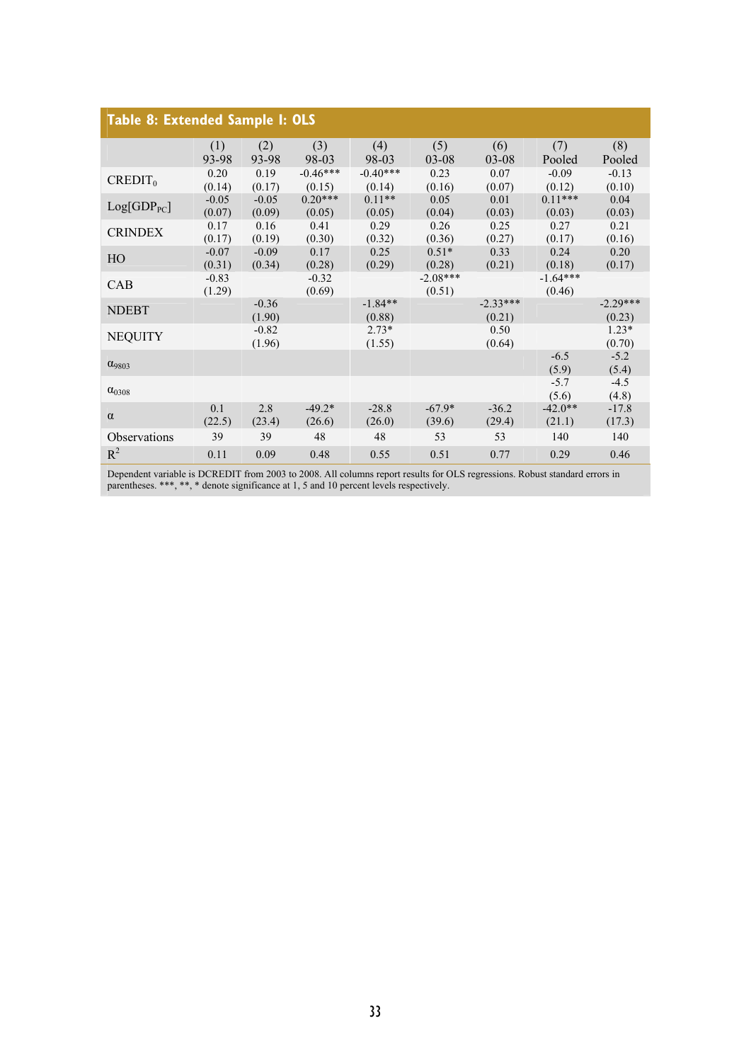## Table 8: Extended Sample I: OLS

| | (1) 93-98 | (2) 93-98 | (3) 98-03 | (4) 98-03 | (5) 03-08 | (6) 03-08 | (7) Pooled | (8) Pooled |
|---|---|---|---|---|---|---|---|---|
| $CREDIT_0$ | 0.20 (0.14) | 0.19 (0.17) | -0.46*** (0.15) | -0.40*** (0.14) | 0.23 (0.16) | 0.07 (0.07) | -0.09 (0.12) | -0.13 (0.10) |
| $Log[GDP_{PC}]$ | -0.05 (0.07) | -0.05 (0.09) | 0.20*** (0.05) | 0.11** (0.05) | 0.05 (0.04) | 0.01 (0.03) | 0.11*** (0.03) | 0.04 (0.03) |
| CRINDEX | 0.17 (0.17) | 0.16 (0.19) | 0.41 (0.30) | 0.29 (0.32) | 0.26 (0.36) | 0.25 (0.27) | 0.27 (0.17) | 0.21 (0.16) |
| HO | -0.07 (0.31) | -0.09 (0.34) | 0.17 (0.28) | 0.25 (0.29) | 0.51* (0.28) | 0.33 (0.21) | 0.24 (0.18) | 0.20 (0.17) |
| CAB | -0.83 (1.29) | | -0.32 (0.69) | | -2.08*** (0.51) | | -1.64*** (0.46) | |
| NDEBT | | -0.36 (1.90) | | -1.84** (0.88) | | -2.33*** (0.21) | | -2.29*** (0.23) |
| NEQUITY | | -0.82 (1.96) | | 2.73* (1.55) | | 0.50 (0.64) | | 1.23* (0.70) |
| $\alpha_{9803}$ | | | | | | | -6.5 (5.9) | -5.2 (5.4) |
| $\alpha_{0308}$ | | | | | | | -5.7 (5.6) | -4.5 (4.8) |
| $\alpha$ | 0.1 (22.5) | 2.8 (23.4) | -49.2* (26.6) | -28.8 (26.0) | -67.9* (39.6) | -36.2 (29.4) | -42.0** (21.1) | -17.8 (17.3) |
| Observations | 39 | 39 | 48 | 48 | 53 | 53 | 140 | 140 |
| $R^2$ | 0.11 | 0.09 | 0.48 | 0.55 | 0.51 | 0.77 | 0.29 | 0.46 |

Dependent variable is DCREDIT from 2003 to 2008. All columns report results for OLS regressions. Robust standard errors in parentheses. ***, **, * denote significance at 1, 5 and 10 percent levels respectively.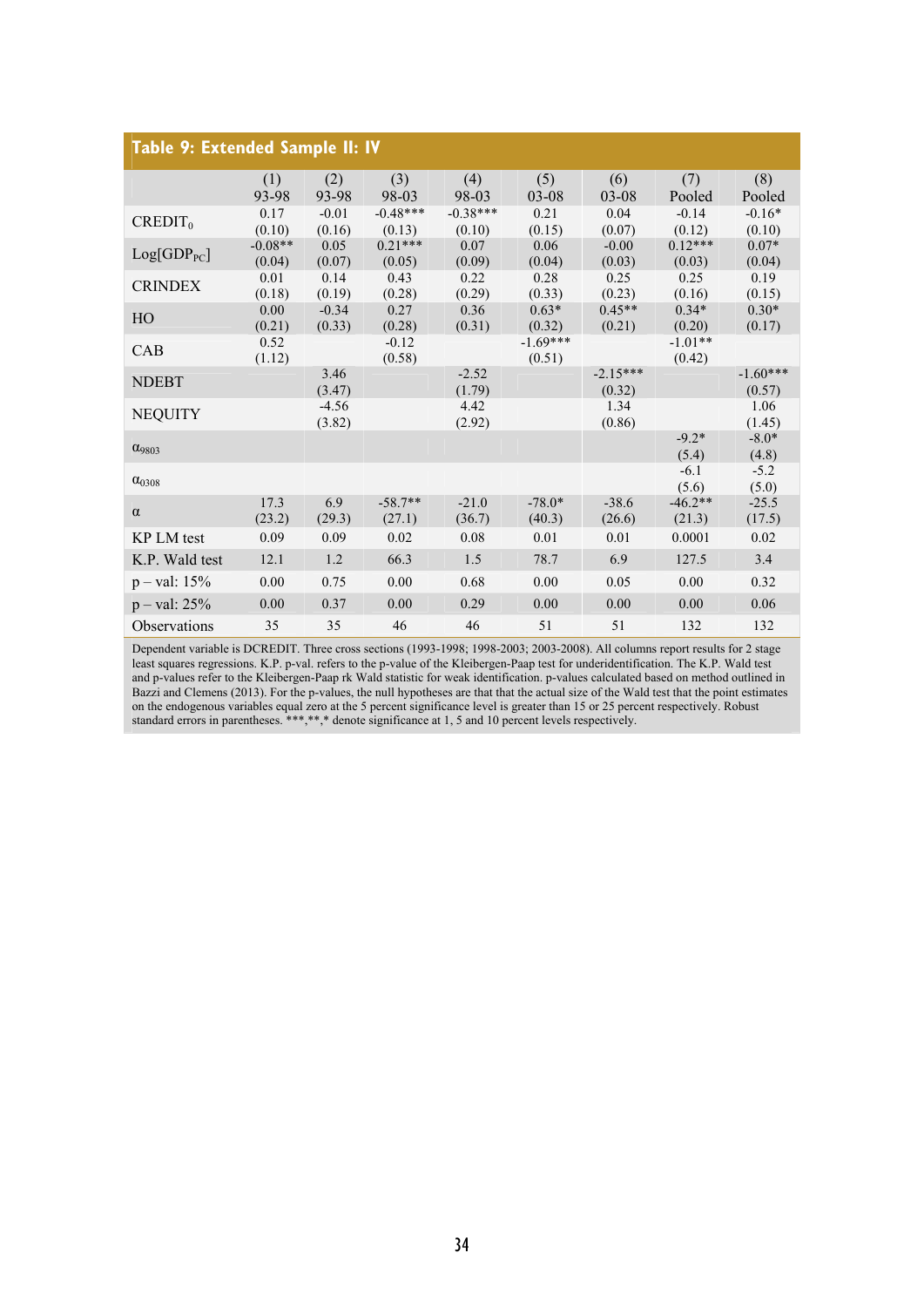## Table 9: Extended Sample II: IV

| | (1) 93-98 | (2) 93-98 | (3) 98-03 | (4) 98-03 | (5) 03-08 | (6) 03-08 | (7) Pooled | (8) Pooled |
|---|---|---|---|---|---|---|---|---|
| $CREDIT_0$ | 0.17 | -0.01 | -0.48*** | -0.38*** | 0.21 | 0.04 | -0.14 | -0.16* |
| | (0.10) | (0.16) | (0.13) | (0.10) | (0.15) | (0.07) | (0.12) | (0.10) |
| $Log[GDP_{PC}]$ | -0.08** | 0.05 | 0.21*** | 0.07 | 0.06 | -0.00 | 0.12*** | 0.07* |
| | (0.04) | (0.07) | (0.05) | (0.09) | (0.04) | (0.03) | (0.03) | (0.04) |
| CRINDEX | 0.01 | 0.14 | 0.43 | 0.22 | 0.28 | 0.25 | 0.25 | 0.19 |
| | (0.18) | (0.19) | (0.28) | (0.29) | (0.33) | (0.23) | (0.16) | (0.15) |
| HO | 0.00 | -0.34 | 0.27 | 0.36 | 0.63* | 0.45** | 0.34* | 0.30* |
| | (0.21) | (0.33) | (0.28) | (0.31) | (0.32) | (0.21) | (0.20) | (0.17) |
| CAB | 0.52 | | -0.12 | | -1.69*** | | -1.01** | |
| | (1.12) | | (0.58) | | (0.51) | | (0.42) | |
| NDEBT | | 3.46 | | -2.52 | | -2.15*** | | -1.60*** |
| | | (3.47) | | (1.79) | | (0.32) | | (0.57) |
| NEQUITY | | -4.56 | | 4.42 | | 1.34 | | 1.06 |
| | | (3.82) | | (2.92) | | (0.86) | | (1.45) |
| $\alpha_{9803}$ | | | | | | | -9.2* | -8.0* |
| | | | | | | | (5.4) | (4.8) |
| $\alpha_{0308}$ | | | | | | | -6.1 | -5.2 |
| | | | | | | | (5.6) | (5.0) |
| $\alpha$ | 17.3 | 6.9 | -58.7** | -21.0 | -78.0* | -38.6 | -46.2** | -25.5 |
| | (23.2) | (29.3) | (27.1) | (36.7) | (40.3) | (26.6) | (21.3) | (17.5) |
| KP LM test | 0.09 | 0.09 | 0.02 | 0.08 | 0.01 | 0.01 | 0.0001 | 0.02 |
| K.P. Wald test | 12.1 | 1.2 | 66.3 | 1.5 | 78.7 | 6.9 | 127.5 | 3.4 |
| p – val: 15% | 0.00 | 0.75 | 0.00 | 0.68 | 0.00 | 0.05 | 0.00 | 0.32 |
| p – val: 25% | 0.00 | 0.37 | 0.00 | 0.29 | 0.00 | 0.00 | 0.00 | 0.06 |
| Observations | 35 | 35 | 46 | 46 | 51 | 51 | 132 | 132 |

Dependent variable is DCREDIT. Three cross sections (1993-1998; 1998-2003; 2003-2008). All columns report results for 2 stage least squares regressions. K.P. p-val. refers to the p-value of the Kleibergen-Paap test for underidentification. The K.P. Wald test and p-values refer to the Kleibergen-Paap rk Wald statistic for weak identification. p-values calculated based on method outlined in Bazzi and Clemens (2013). For the p-values, the null hypotheses are that that the actual size of the Wald test that the point estimates on the endogenous variables equal zero at the 5 percent significance level is greater than 15 or 25 percent respectively. Robust standard errors in parentheses. ***,**,* denote significance at 1, 5 and 10 percent levels respectively.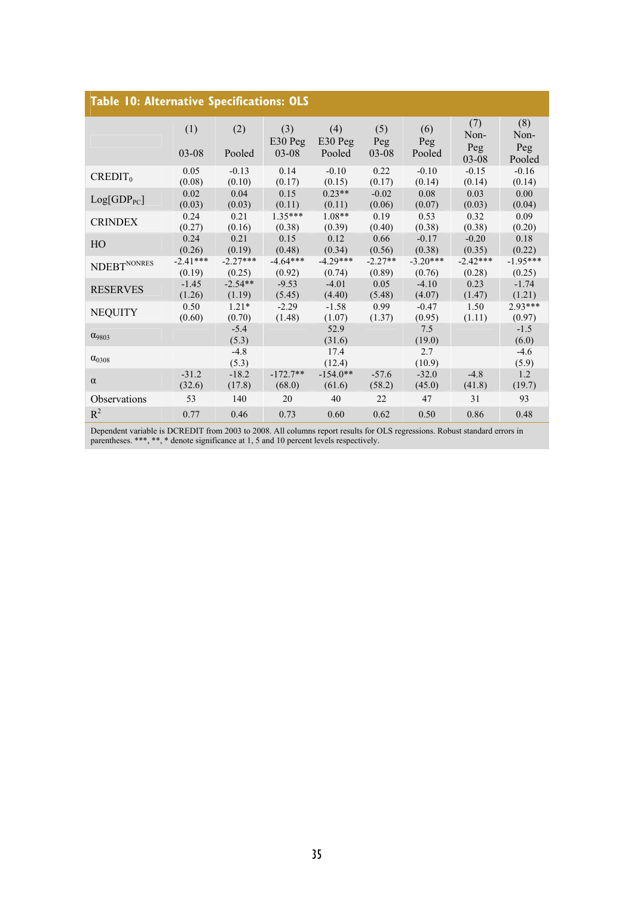## Table 10: Alternative Specifications: OLS

| | (1) 03-08 | (2) Pooled | (3) E30 Peg 03-08 | (4) E30 Peg Pooled | (5) Peg 03-08 | (6) Peg Pooled | (7) Non-Peg 03-08 | (8) Non-Peg Pooled |
|---|---|---|---|---|---|---|---|---|
| $CREDIT_0$ | 0.05 | -0.13 | 0.14 | -0.10 | 0.22 | -0.10 | -0.15 | -0.16 |
| | (0.08) | (0.10) | (0.17) | (0.15) | (0.17) | (0.14) | (0.14) | (0.14) |
| $Log[GDP_{PC}]$ | 0.02 | 0.04 | 0.15 | 0.23** | -0.02 | 0.08 | 0.03 | 0.00 |
| | (0.03) | (0.03) | (0.11) | (0.11) | (0.06) | (0.07) | (0.03) | (0.04) |
| CRINDEX | 0.24 | 0.21 | 1.35*** | 1.08** | 0.19 | 0.53 | 0.32 | 0.09 |
| | (0.27) | (0.16) | (0.38) | (0.39) | (0.40) | (0.38) | (0.38) | (0.20) |
| HO | 0.24 | 0.21 | 0.15 | 0.12 | 0.66 | -0.17 | -0.20 | 0.18 |
| | (0.26) | (0.19) | (0.48) | (0.34) | (0.56) | (0.38) | (0.35) | (0.22) |
| $NDEBT^{NONRES}$ | -2.41*** | -2.27*** | -4.64*** | -4.29*** | -2.27** | -3.20*** | -2.42*** | -1.95*** |
| | (0.19) | (0.25) | (0.92) | (0.74) | (0.89) | (0.76) | (0.28) | (0.25) |
| RESERVES | -1.45 | -2.54** | -9.53 | -4.01 | 0.05 | -4.10 | 0.23 | -1.74 |
| | (1.26) | (1.19) | (5.45) | (4.40) | (5.48) | (4.07) | (1.47) | (1.21) |
| NEQUITY | 0.50 | 1.21* | -2.29 | -1.58 | 0.99 | -0.47 | 1.50 | 2.93*** |
| | (0.60) | (0.70) | (1.48) | (1.07) | (1.37) | (0.95) | (1.11) | (0.97) |
| $\alpha_{9803}$ | | -5.4 | | 52.9 | | 7.5 | | -1.5 |
| | | (5.3) | | (31.6) | | (19.0) | | (6.0) |
| $\alpha_{0308}$ | | -4.8 | | 17.4 | | 2.7 | | -4.6 |
| | | (5.3) | | (12.4) | | (10.9) | | (5.9) |
| $\alpha$ | -31.2 | -18.2 | -172.7** | -154.0** | -57.6 | -32.0 | -4.8 | 1.2 |
| | (32.6) | (17.8) | (68.0) | (61.6) | (58.2) | (45.0) | (41.8) | (19.7) |
| Observations | 53 | 140 | 20 | 40 | 22 | 47 | 31 | 93 |
| $R^2$ | 0.77 | 0.46 | 0.73 | 0.60 | 0.62 | 0.50 | 0.86 | 0.48 |

Dependent variable is DCREDIT from 2003 to 2008. All columns report results for OLS regressions. Robust standard errors in parentheses. ***, **, * denote significance at 1, 5 and 10 percent levels respectively.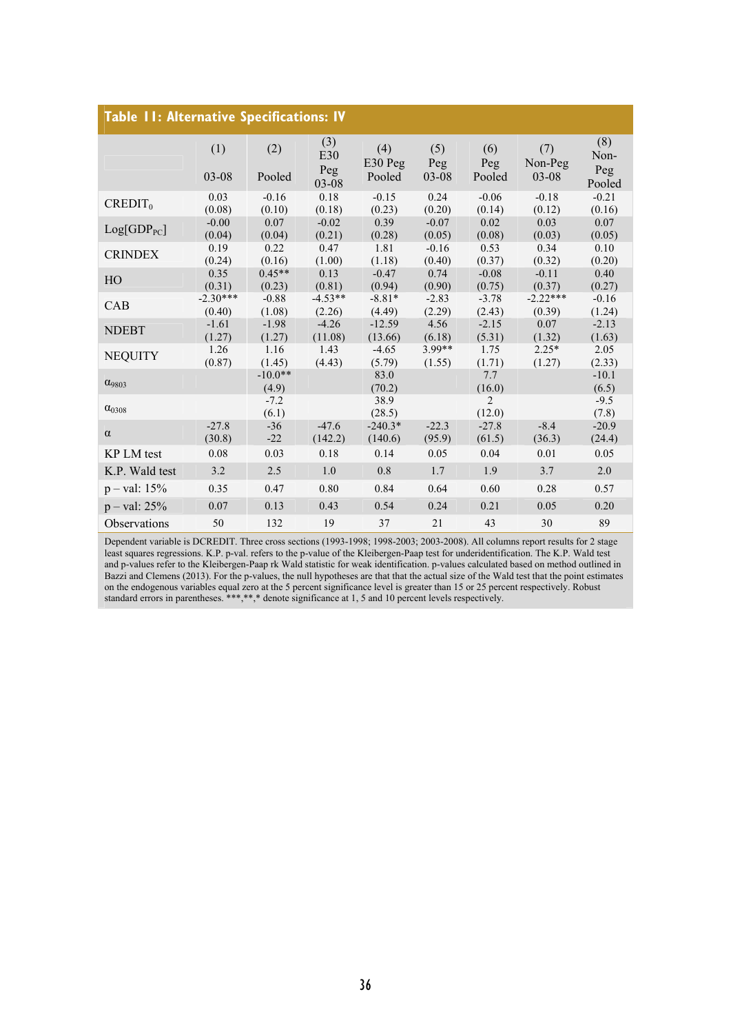## Table 11: Alternative Specifications: IV

| | (1) 03-08 | (2) Pooled | (3) E30 Peg 03-08 | (4) E30 Peg Pooled | (5) Peg 03-08 | (6) Peg Pooled | (7) Non-Peg 03-08 | (8) Non-Peg Pooled |
|---|---|---|---|---|---|---|---|---|
| $CREDIT_0$ | 0.03 (0.08) | -0.16 (0.10) | 0.18 (0.18) | -0.15 (0.23) | 0.24 (0.20) | -0.06 (0.14) | -0.18 (0.12) | -0.21 (0.16) |
| $Log[GDP_{PC}]$ | -0.00 (0.04) | 0.07 (0.04) | -0.02 (0.21) | 0.39 (0.28) | -0.07 (0.05) | 0.02 (0.08) | 0.03 (0.03) | 0.07 (0.05) |
| CRINDEX | 0.19 (0.24) | 0.22 (0.16) | 0.47 (1.00) | 1.81 (1.18) | -0.16 (0.40) | 0.53 (0.37) | 0.34 (0.32) | 0.10 (0.20) |
| HO | 0.35 (0.31) | 0.45** (0.23) | 0.13 (0.81) | -0.47 (0.94) | 0.74 (0.90) | -0.08 (0.75) | -0.11 (0.37) | 0.40 (0.27) |
| CAB | -2.30*** (0.40) | -0.88 (1.08) | -4.53** (2.26) | -8.81* (4.49) | -2.83 (2.29) | -3.78 (2.43) | -2.22*** (0.39) | -0.16 (1.24) |
| NDEBT | -1.61 (1.27) | -1.98 (1.27) | -4.26 (11.08) | -12.59 (13.66) | 4.56 (6.18) | -2.15 (5.31) | 0.07 (1.32) | -2.13 (1.63) |
| NEQUITY | 1.26 (0.87) | 1.16 (1.45) | 1.43 (4.43) | -4.65 (5.79) | 3.99** (1.55) | 1.75 (1.71) | 2.25* (1.27) | 2.05 (2.33) |
| $\alpha_{9803}$ | | -10.0** (4.9) | | 83.0 (70.2) | | 7.7 (16.0) | | -10.1 (6.5) |
| $\alpha_{0308}$ | | -7.2 (6.1) | | 38.9 (28.5) | | 2 (12.0) | | -9.5 (7.8) |
| $\alpha$ | -27.8 (30.8) | -36 -22 | -47.6 (142.2) | -240.3* (140.6) | -22.3 (95.9) | -27.8 (61.5) | -8.4 (36.3) | -20.9 (24.4) |
| KP LM test | 0.08 | 0.03 | 0.18 | 0.14 | 0.05 | 0.04 | 0.01 | 0.05 |
| K.P. Wald test | 3.2 | 2.5 | 1.0 | 0.8 | 1.7 | 1.9 | 3.7 | 2.0 |
| p – val: 15% | 0.35 | 0.47 | 0.80 | 0.84 | 0.64 | 0.60 | 0.28 | 0.57 |
| p – val: 25% | 0.07 | 0.13 | 0.43 | 0.54 | 0.24 | 0.21 | 0.05 | 0.20 |
| Observations | 50 | 132 | 19 | 37 | 21 | 43 | 30 | 89 |

Dependent variable is DCREDIT. Three cross sections (1993-1998; 1998-2003; 2003-2008). All columns report results for 2 stage least squares regressions. K.P. p-val. refers to the p-value of the Kleibergen-Paap test for underidentification. The K.P. Wald test and p-values refer to the Kleibergen-Paap rk Wald statistic for weak identification. p-values calculated based on method outlined in Bazzi and Clemens (2013). For the p-values, the null hypotheses are that that the actual size of the Wald test that the point estimates on the endogenous variables equal zero at the 5 percent significance level is greater than 15 or 25 percent respectively. Robust standard errors in parentheses. ***,**,* denote significance at 1, 5 and 10 percent levels respectively.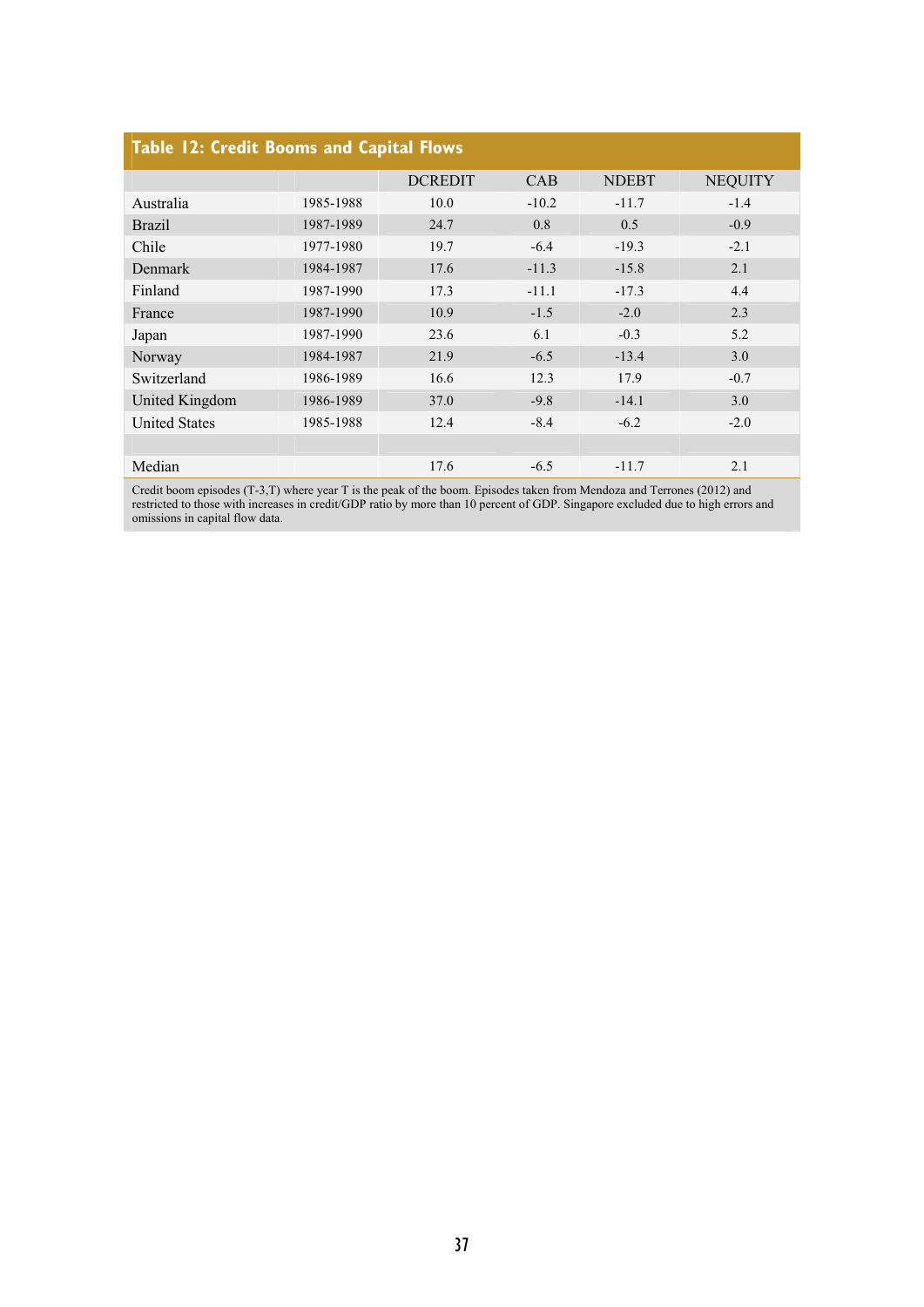**Table 12: Credit Booms and Capital Flows**

| | | DCREDIT | CAB | NDEBT | NEQUITY |
|---|---|---|---|---|---|
| Australia | 1985-1988 | 10.0 | -10.2 | -11.7 | -1.4 |
| Brazil | 1987-1989 | 24.7 | 0.8 | 0.5 | -0.9 |
| Chile | 1977-1980 | 19.7 | -6.4 | -19.3 | -2.1 |
| Denmark | 1984-1987 | 17.6 | -11.3 | -15.8 | 2.1 |
| Finland | 1987-1990 | 17.3 | -11.1 | -17.3 | 4.4 |
| France | 1987-1990 | 10.9 | -1.5 | -2.0 | 2.3 |
| Japan | 1987-1990 | 23.6 | 6.1 | -0.3 | 5.2 |
| Norway | 1984-1987 | 21.9 | -6.5 | -13.4 | 3.0 |
| Switzerland | 1986-1989 | 16.6 | 12.3 | 17.9 | -0.7 |
| United Kingdom | 1986-1989 | 37.0 | -9.8 | -14.1 | 3.0 |
| United States | 1985-1988 | 12.4 | -8.4 | -6.2 | -2.0 |
| | | | | | |
| Median | | 17.6 | -6.5 | -11.7 | 2.1 |

Credit boom episodes (T-3,T) where year T is the peak of the boom. Episodes taken from Mendoza and Terrones (2012) and restricted to those with increases in credit/GDP ratio by more than 10 percent of GDP. Singapore excluded due to high errors and omissions in capital flow data.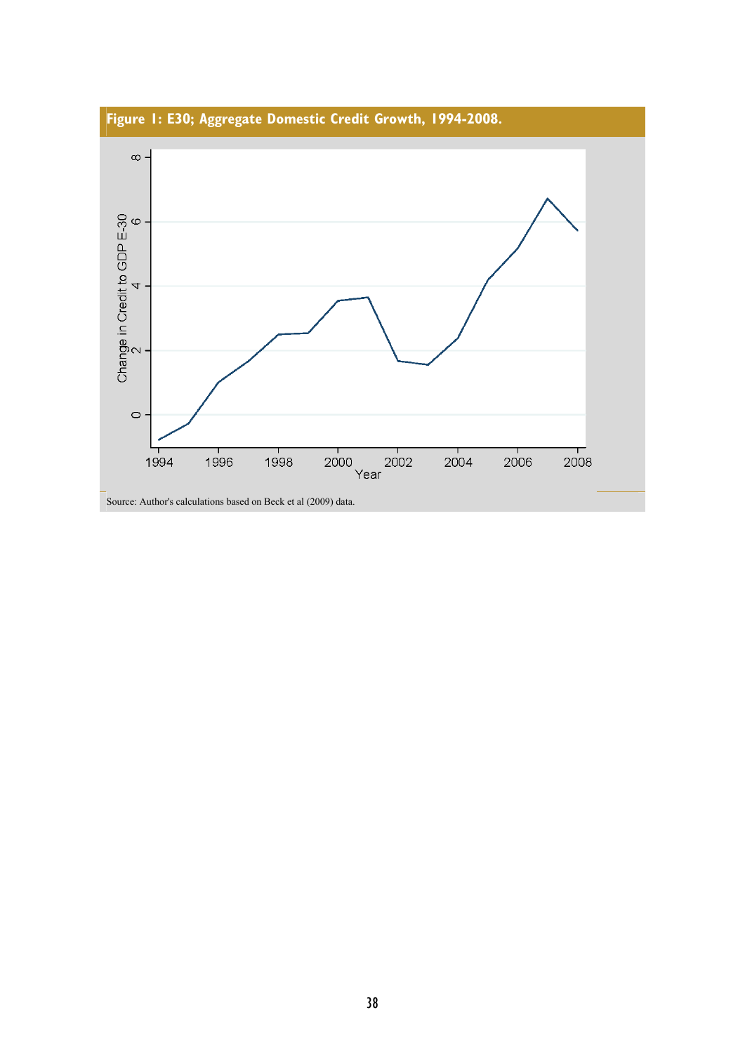**Figure 1: E30; Aggregate Domestic Credit Growth, 1994-2008.**

Source: Author's calculations based on Beck et al (2009) data.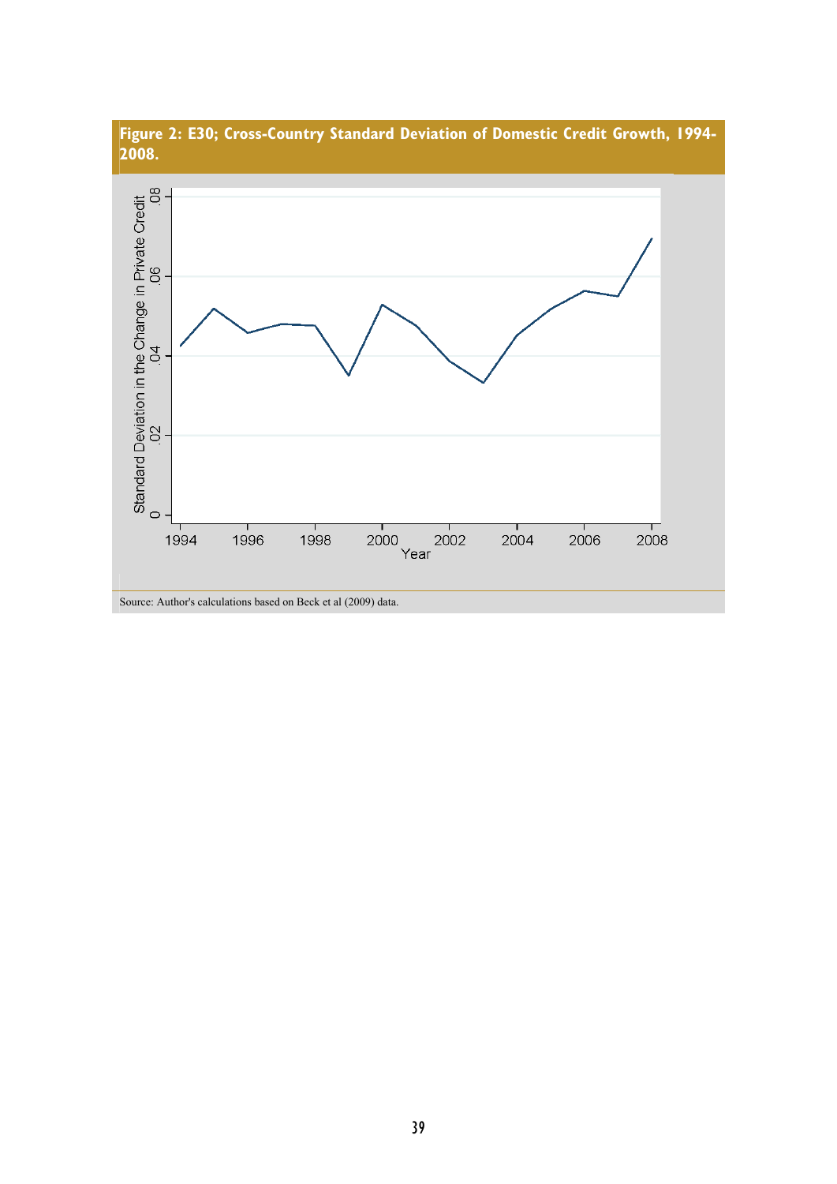**Figure 2: E30; Cross-Country Standard Deviation of Domestic Credit Growth, 1994-2008.**

Source: Author's calculations based on Beck et al (2009) data.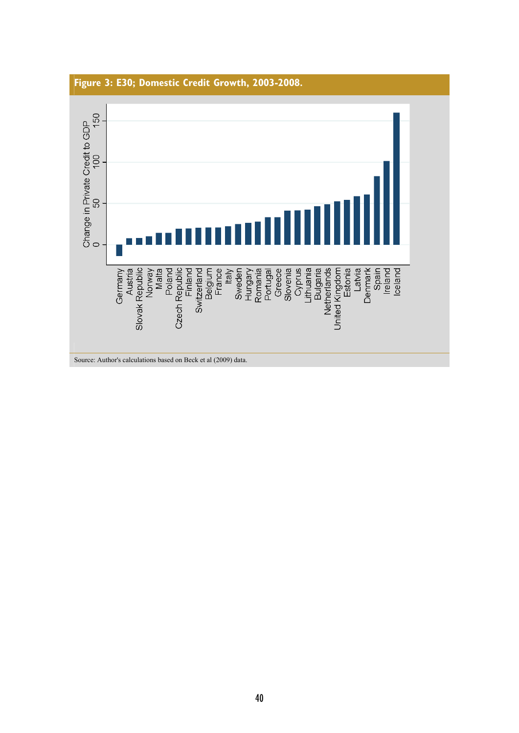**Figure 3: E30; Domestic Credit Growth, 2003-2008.**

Source: Author's calculations based on Beck et al (2009) data.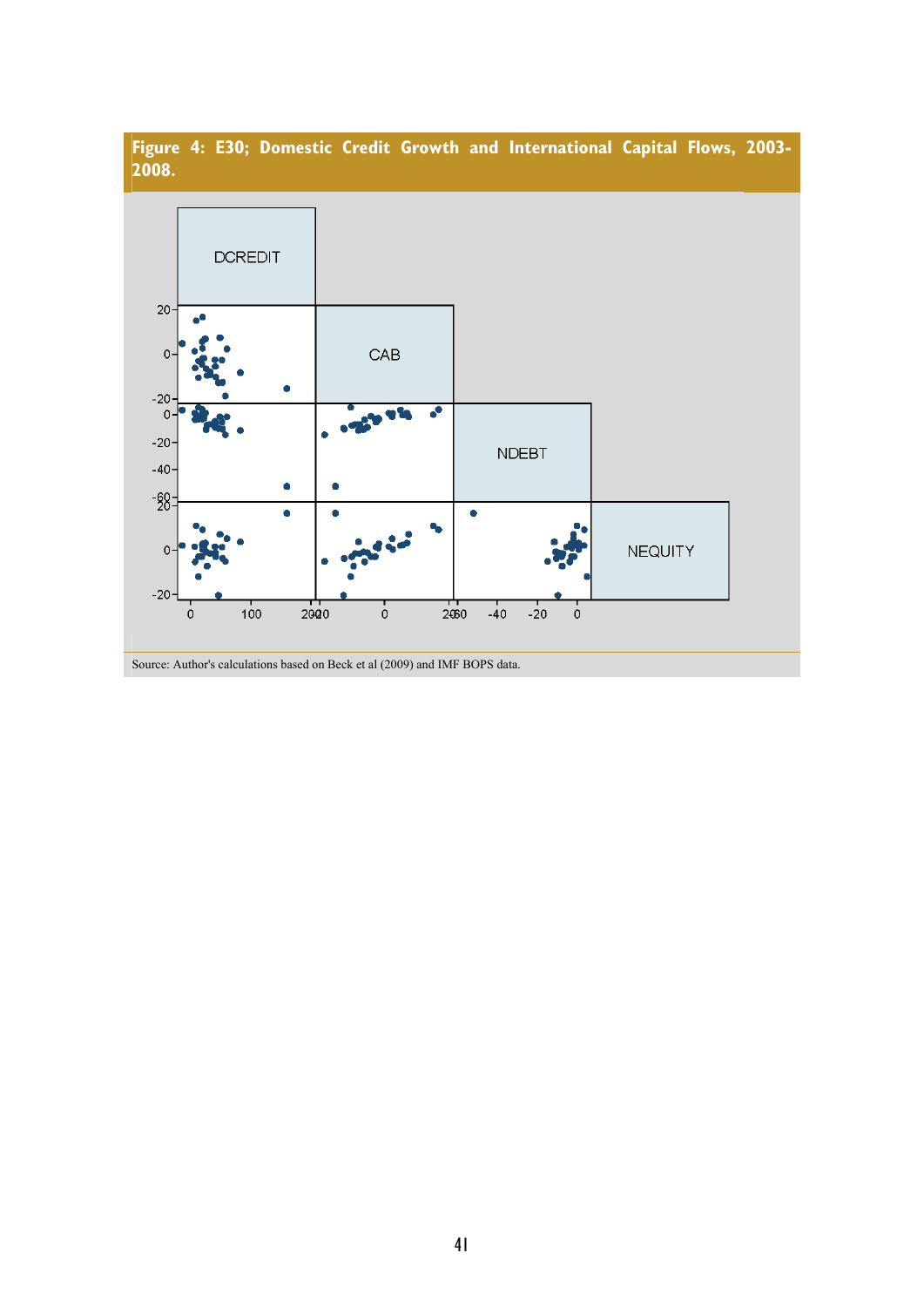**Figure 4: E30; Domestic Credit Growth and International Capital Flows, 2003-2008.**

Source: Author's calculations based on Beck et al (2009) and IMF BOPS data.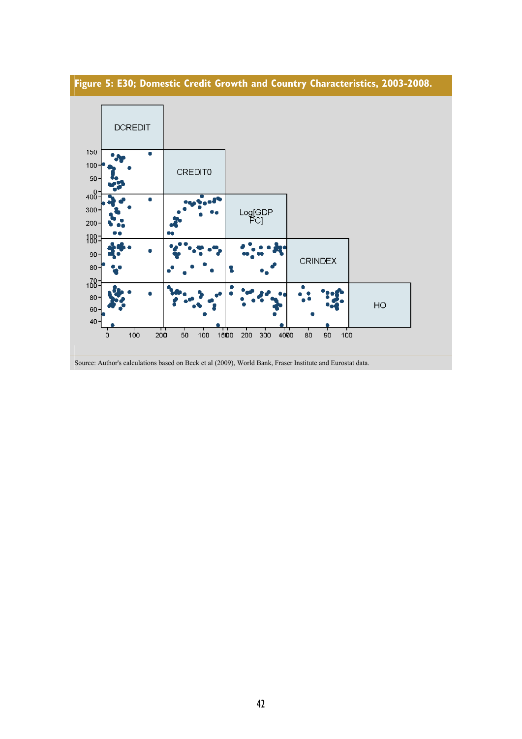**Figure 5: E30; Domestic Credit Growth and Country Characteristics, 2003-2008.**

Source: Author's calculations based on Beck et al (2009), World Bank, Fraser Institute and Eurostat data.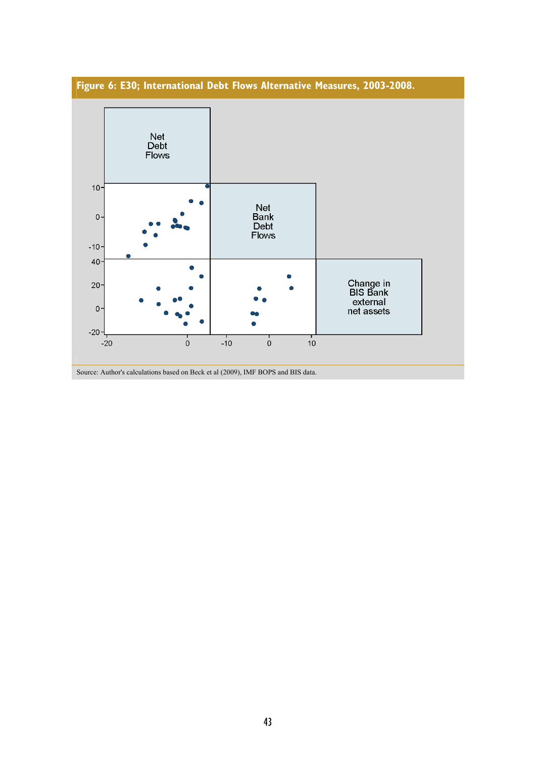**Figure 6: E30; International Debt Flows Alternative Measures, 2003-2008.**

Net Debt Flows

Net Bank Debt Flows

Change in BIS Bank external net assets

Source: Author's calculations based on Beck et al (2009), IMF BOPS and BIS data.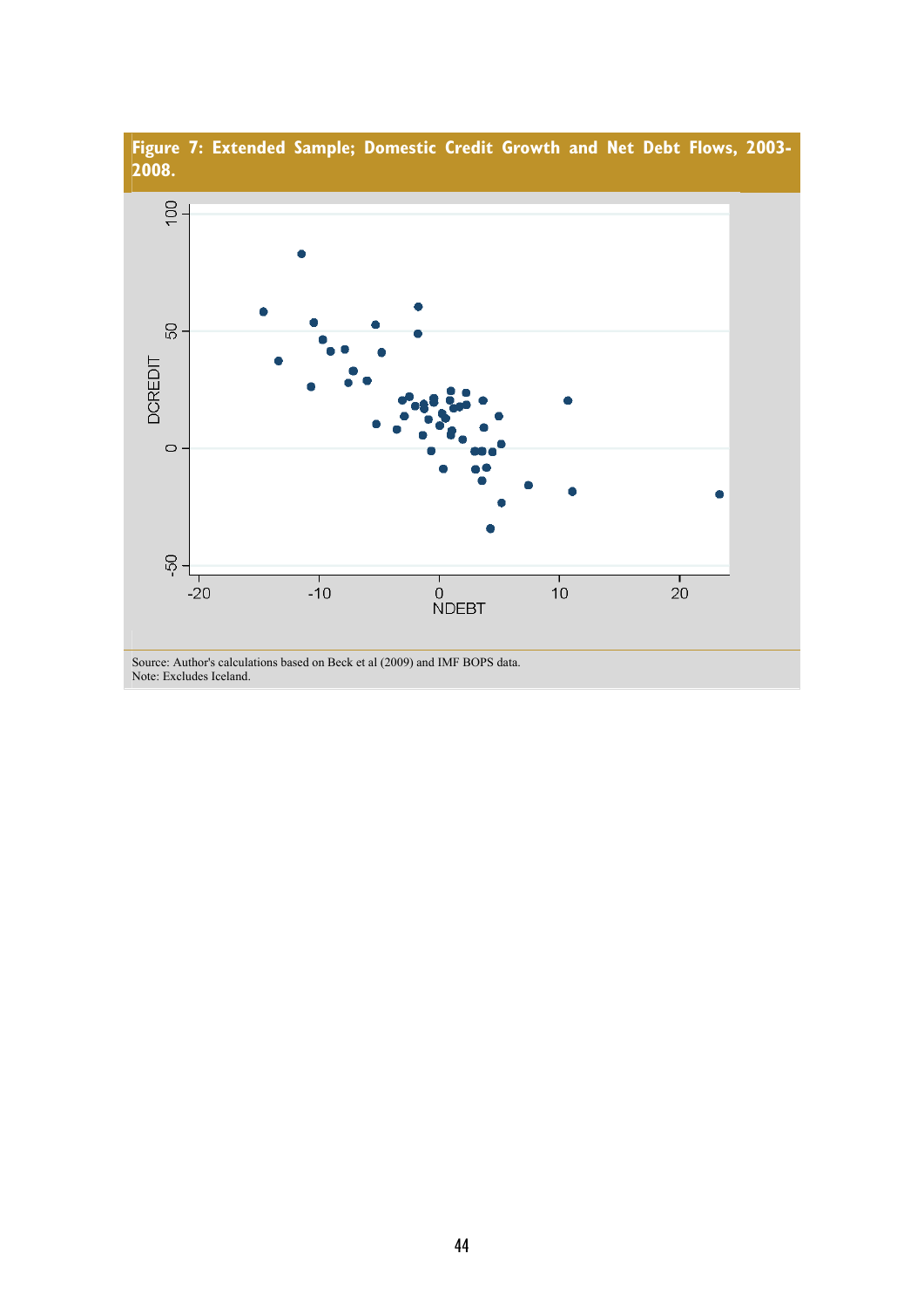**Figure 7: Extended Sample; Domestic Credit Growth and Net Debt Flows, 2003-2008.**

DCREDIT

100

50

0

-50

-20

-10

0

10

20

NDEBT

Source: Author's calculations based on Beck et al (2009) and IMF BOPS data.
Note: Excludes Iceland.